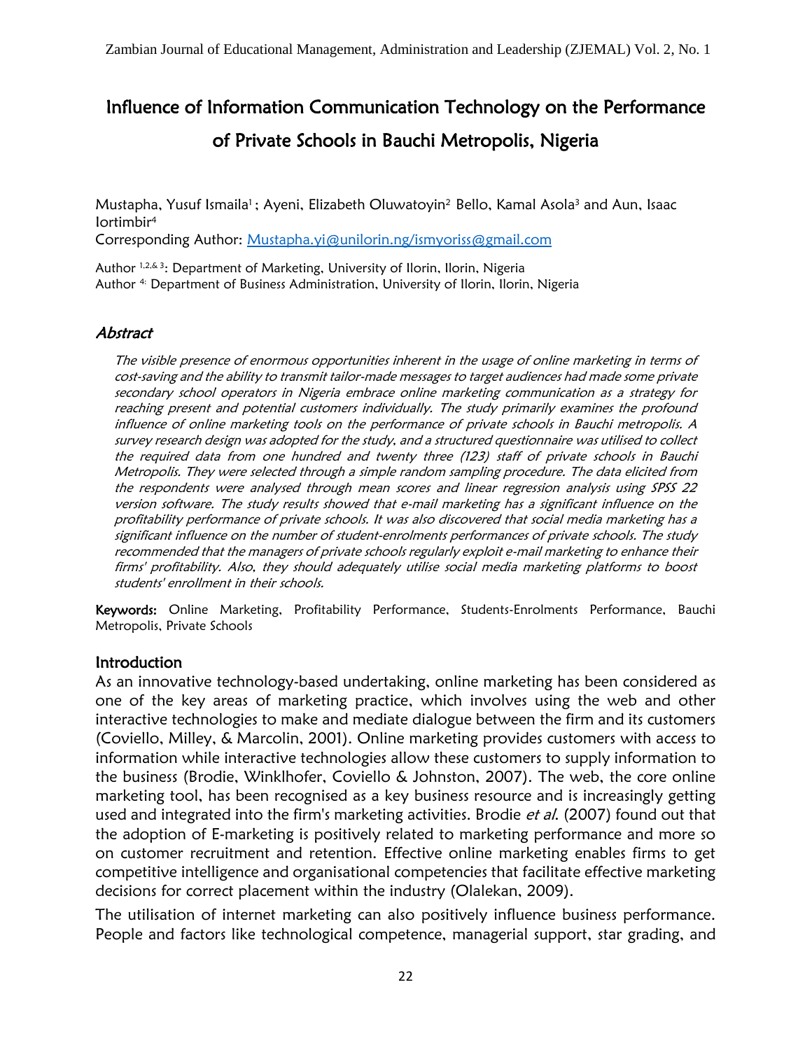# Influence of Information Communication Technology on the Performance of Private Schools in Bauchi Metropolis, Nigeria

Mustapha, Yusuf Ismaila[1]; Ayeni, Elizabeth Oluwatoyin[2] Bello, Kamal Asola[3] and Aun, Isaac Iortimbir[4]

Corresponding Author: Mustapha.yi@unilorin.ng/ismyoriss@gmail.com

Author [1,2,& 3]: Department of Marketing, University of Ilorin, Ilorin, Nigeria

Author [4]: Department of Business Administration, University of Ilorin, Ilorin, Nigeria

## Abstract

*The visible presence of enormous opportunities inherent in the usage of online marketing in terms of cost-saving and the ability to transmit tailor-made messages to target audiences had made some private secondary school operators in Nigeria embrace online marketing communication as a strategy for reaching present and potential customers individually. The study primarily examines the profound influence of online marketing tools on the performance of private schools in Bauchi metropolis. A survey research design was adopted for the study, and a structured questionnaire was utilised to collect the required data from one hundred and twenty three (123) staff of private schools in Bauchi Metropolis. They were selected through a simple random sampling procedure. The data elicited from the respondents were analysed through mean scores and linear regression analysis using SPSS 22 version software. The study results showed that e-mail marketing has a significant influence on the profitability performance of private schools. It was also discovered that social media marketing has a significant influence on the number of student-enrolments performances of private schools. The study recommended that the managers of private schools regularly exploit e-mail marketing to enhance their firms' profitability. Also, they should adequately utilise social media marketing platforms to boost students' enrollment in their schools.*

**Keywords:** Online Marketing, Profitability Performance, Students-Enrolments Performance, Bauchi Metropolis, Private Schools

## Introduction

As an innovative technology-based undertaking, online marketing has been considered as one of the key areas of marketing practice, which involves using the web and other interactive technologies to make and mediate dialogue between the firm and its customers (Coviello, Milley, & Marcolin, 2001). Online marketing provides customers with access to information while interactive technologies allow these customers to supply information to the business (Brodie, Winklhofer, Coviello & Johnston, 2007). The web, the core online marketing tool, has been recognised as a key business resource and is increasingly getting used and integrated into the firm's marketing activities. Brodie *et al.* (2007) found out that the adoption of E-marketing is positively related to marketing performance and more so on customer recruitment and retention. Effective online marketing enables firms to get competitive intelligence and organisational competencies that facilitate effective marketing decisions for correct placement within the industry (Olalekan, 2009).

The utilisation of internet marketing can also positively influence business performance. People and factors like technological competence, managerial support, star grading, and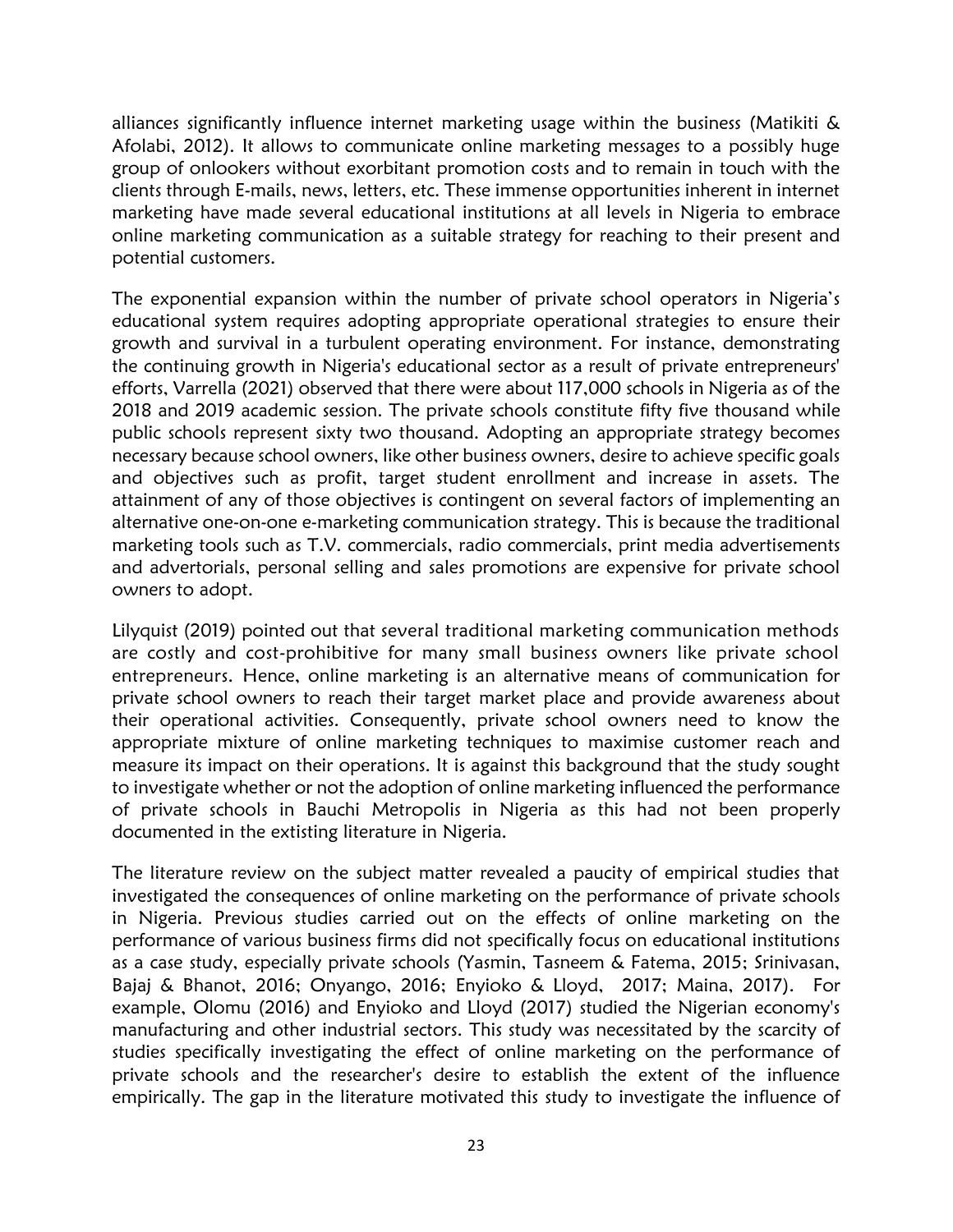alliances significantly influence internet marketing usage within the business (Matikiti & Afolabi, 2012). It allows to communicate online marketing messages to a possibly huge group of onlookers without exorbitant promotion costs and to remain in touch with the clients through E-mails, news, letters, etc. These immense opportunities inherent in internet marketing have made several educational institutions at all levels in Nigeria to embrace online marketing communication as a suitable strategy for reaching to their present and potential customers.

The exponential expansion within the number of private school operators in Nigeria's educational system requires adopting appropriate operational strategies to ensure their growth and survival in a turbulent operating environment. For instance, demonstrating the continuing growth in Nigeria's educational sector as a result of private entrepreneurs' efforts, Varrella (2021) observed that there were about 117,000 schools in Nigeria as of the 2018 and 2019 academic session. The private schools constitute fifty five thousand while public schools represent sixty two thousand. Adopting an appropriate strategy becomes necessary because school owners, like other business owners, desire to achieve specific goals and objectives such as profit, target student enrollment and increase in assets. The attainment of any of those objectives is contingent on several factors of implementing an alternative one-on-one e-marketing communication strategy. This is because the traditional marketing tools such as T.V. commercials, radio commercials, print media advertisements and advertorials, personal selling and sales promotions are expensive for private school owners to adopt.

Lilyquist (2019) pointed out that several traditional marketing communication methods are costly and cost-prohibitive for many small business owners like private school entrepreneurs. Hence, online marketing is an alternative means of communication for private school owners to reach their target market place and provide awareness about their operational activities. Consequently, private school owners need to know the appropriate mixture of online marketing techniques to maximise customer reach and measure its impact on their operations. It is against this background that the study sought to investigate whether or not the adoption of online marketing influenced the performance of private schools in Bauchi Metropolis in Nigeria as this had not been properly documented in the extisting literature in Nigeria.

The literature review on the subject matter revealed a paucity of empirical studies that investigated the consequences of online marketing on the performance of private schools in Nigeria. Previous studies carried out on the effects of online marketing on the performance of various business firms did not specifically focus on educational institutions as a case study, especially private schools (Yasmin, Tasneem & Fatema, 2015; Srinivasan, Bajaj & Bhanot, 2016; Onyango, 2016; Enyioko & Lloyd, 2017; Maina, 2017). For example, Olomu (2016) and Enyioko and Lloyd (2017) studied the Nigerian economy's manufacturing and other industrial sectors. This study was necessitated by the scarcity of studies specifically investigating the effect of online marketing on the performance of private schools and the researcher's desire to establish the extent of the influence empirically. The gap in the literature motivated this study to investigate the influence of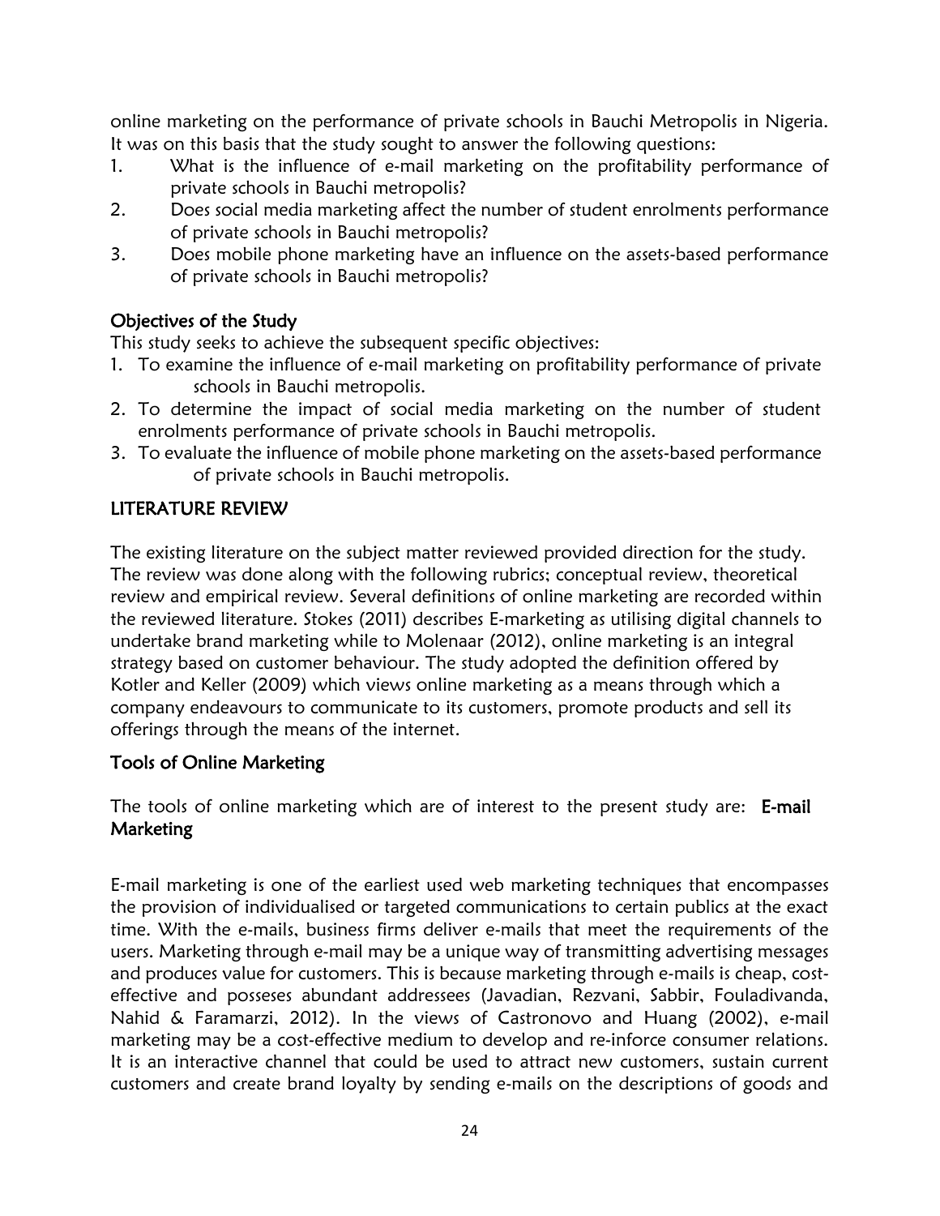online marketing on the performance of private schools in Bauchi Metropolis in Nigeria. It was on this basis that the study sought to answer the following questions:

1. What is the influence of e-mail marketing on the profitability performance of private schools in Bauchi metropolis?
2. Does social media marketing affect the number of student enrolments performance of private schools in Bauchi metropolis?
3. Does mobile phone marketing have an influence on the assets-based performance of private schools in Bauchi metropolis?

## Objectives of the Study

This study seeks to achieve the subsequent specific objectives:

1. To examine the influence of e-mail marketing on profitability performance of private schools in Bauchi metropolis.
2. To determine the impact of social media marketing on the number of student enrolments performance of private schools in Bauchi metropolis.
3. To evaluate the influence of mobile phone marketing on the assets-based performance of private schools in Bauchi metropolis.

## LITERATURE REVIEW

The existing literature on the subject matter reviewed provided direction for the study. The review was done along with the following rubrics; conceptual review, theoretical review and empirical review. Several definitions of online marketing are recorded within the reviewed literature. Stokes (2011) describes E-marketing as utilising digital channels to undertake brand marketing while to Molenaar (2012), online marketing is an integral strategy based on customer behaviour. The study adopted the definition offered by Kotler and Keller (2009) which views online marketing as a means through which a company endeavours to communicate to its customers, promote products and sell its offerings through the means of the internet.

## Tools of Online Marketing

The tools of online marketing which are of interest to the present study are: **E-mail Marketing**

E-mail marketing is one of the earliest used web marketing techniques that encompasses the provision of individualised or targeted communications to certain publics at the exact time. With the e-mails, business firms deliver e-mails that meet the requirements of the users. Marketing through e-mail may be a unique way of transmitting advertising messages and produces value for customers. This is because marketing through e-mails is cheap, cost-effective and posseses abundant addressees (Javadian, Rezvani, Sabbir, Fouladivanda, Nahid & Faramarzi, 2012). In the views of Castronovo and Huang (2002), e-mail marketing may be a cost-effective medium to develop and re-inforce consumer relations. It is an interactive channel that could be used to attract new customers, sustain current customers and create brand loyalty by sending e-mails on the descriptions of goods and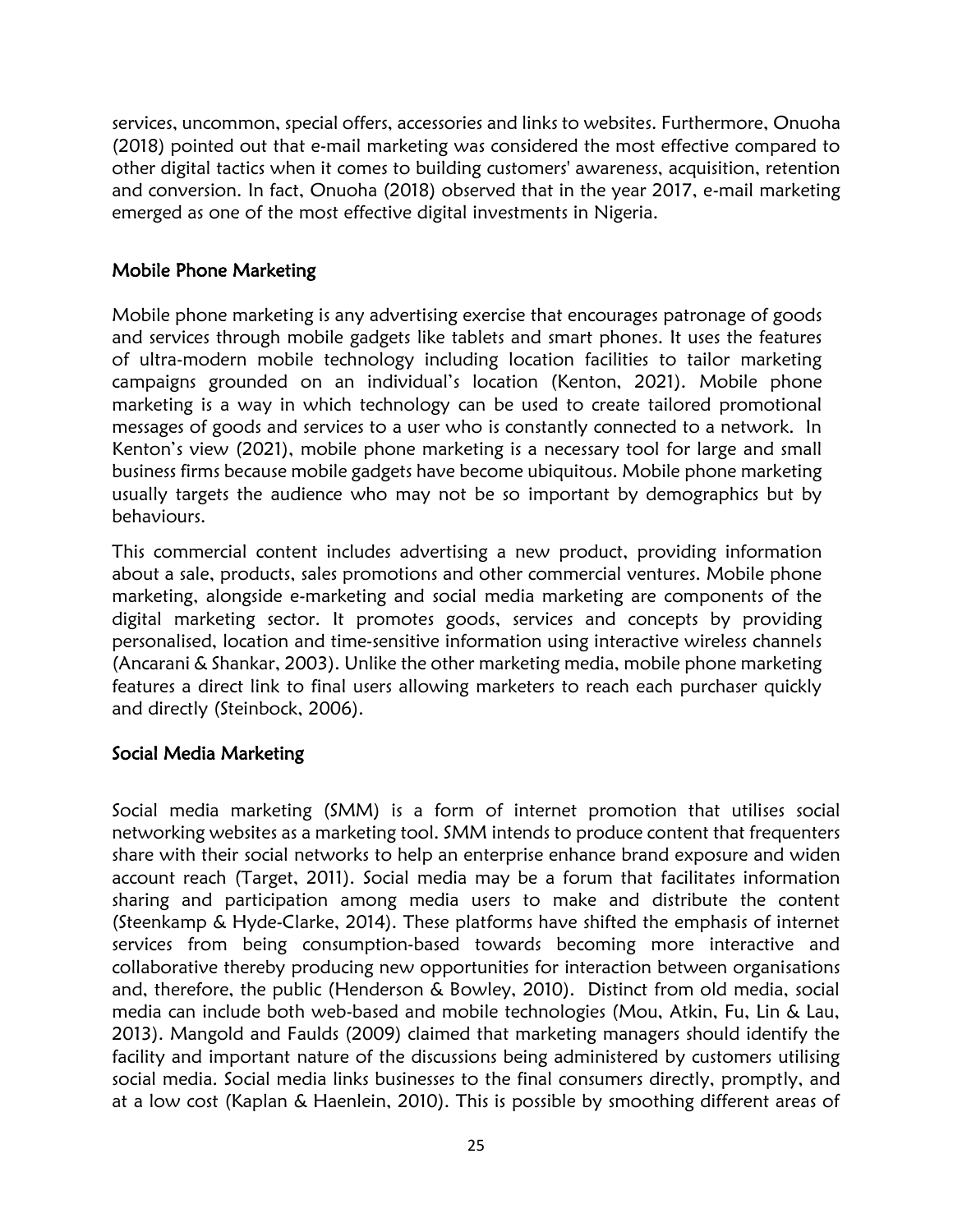services, uncommon, special offers, accessories and links to websites. Furthermore, Onuoha (2018) pointed out that e-mail marketing was considered the most effective compared to other digital tactics when it comes to building customers' awareness, acquisition, retention and conversion. In fact, Onuoha (2018) observed that in the year 2017, e-mail marketing emerged as one of the most effective digital investments in Nigeria.

## Mobile Phone Marketing

Mobile phone marketing is any advertising exercise that encourages patronage of goods and services through mobile gadgets like tablets and smart phones. It uses the features of ultra-modern mobile technology including location facilities to tailor marketing campaigns grounded on an individual's location (Kenton, 2021). Mobile phone marketing is a way in which technology can be used to create tailored promotional messages of goods and services to a user who is constantly connected to a network. In Kenton's view (2021), mobile phone marketing is a necessary tool for large and small business firms because mobile gadgets have become ubiquitous. Mobile phone marketing usually targets the audience who may not be so important by demographics but by behaviours.

This commercial content includes advertising a new product, providing information about a sale, products, sales promotions and other commercial ventures. Mobile phone marketing, alongside e-marketing and social media marketing are components of the digital marketing sector. It promotes goods, services and concepts by providing personalised, location and time-sensitive information using interactive wireless channels (Ancarani & Shankar, 2003). Unlike the other marketing media, mobile phone marketing features a direct link to final users allowing marketers to reach each purchaser quickly and directly (Steinbock, 2006).

## Social Media Marketing

Social media marketing (SMM) is a form of internet promotion that utilises social networking websites as a marketing tool. SMM intends to produce content that frequenters share with their social networks to help an enterprise enhance brand exposure and widen account reach (Target, 2011). Social media may be a forum that facilitates information sharing and participation among media users to make and distribute the content (Steenkamp & Hyde-Clarke, 2014). These platforms have shifted the emphasis of internet services from being consumption-based towards becoming more interactive and collaborative thereby producing new opportunities for interaction between organisations and, therefore, the public (Henderson & Bowley, 2010). Distinct from old media, social media can include both web-based and mobile technologies (Mou, Atkin, Fu, Lin & Lau, 2013). Mangold and Faulds (2009) claimed that marketing managers should identify the facility and important nature of the discussions being administered by customers utilising social media. Social media links businesses to the final consumers directly, promptly, and at a low cost (Kaplan & Haenlein, 2010). This is possible by smoothing different areas of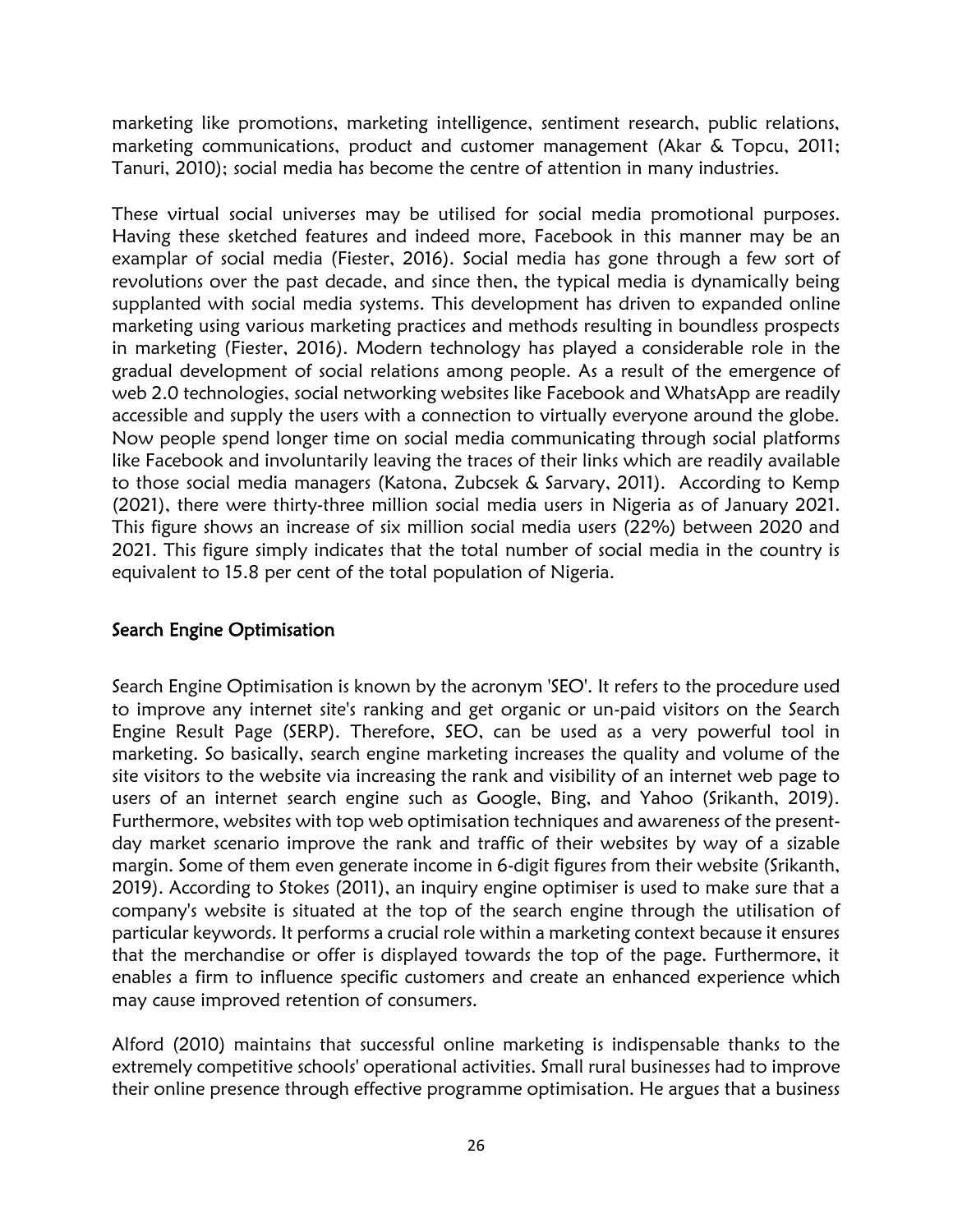marketing like promotions, marketing intelligence, sentiment research, public relations, marketing communications, product and customer management (Akar & Topcu, 2011; Tanuri, 2010); social media has become the centre of attention in many industries.

These virtual social universes may be utilised for social media promotional purposes. Having these sketched features and indeed more, Facebook in this manner may be an examplar of social media (Fiester, 2016). Social media has gone through a few sort of revolutions over the past decade, and since then, the typical media is dynamically being supplanted with social media systems. This development has driven to expanded online marketing using various marketing practices and methods resulting in boundless prospects in marketing (Fiester, 2016). Modern technology has played a considerable role in the gradual development of social relations among people. As a result of the emergence of web 2.0 technologies, social networking websites like Facebook and WhatsApp are readily accessible and supply the users with a connection to virtually everyone around the globe. Now people spend longer time on social media communicating through social platforms like Facebook and involuntarily leaving the traces of their links which are readily available to those social media managers (Katona, Zubcsek & Sarvary, 2011). According to Kemp (2021), there were thirty-three million social media users in Nigeria as of January 2021. This figure shows an increase of six million social media users (22%) between 2020 and 2021. This figure simply indicates that the total number of social media in the country is equivalent to 15.8 per cent of the total population of Nigeria.

## Search Engine Optimisation

Search Engine Optimisation is known by the acronym 'SEO'. It refers to the procedure used to improve any internet site's ranking and get organic or un-paid visitors on the Search Engine Result Page (SERP). Therefore, SEO, can be used as a very powerful tool in marketing. So basically, search engine marketing increases the quality and volume of the site visitors to the website via increasing the rank and visibility of an internet web page to users of an internet search engine such as Google, Bing, and Yahoo (Srikanth, 2019). Furthermore, websites with top web optimisation techniques and awareness of the present-day market scenario improve the rank and traffic of their websites by way of a sizable margin. Some of them even generate income in 6-digit figures from their website (Srikanth, 2019). According to Stokes (2011), an inquiry engine optimiser is used to make sure that a company's website is situated at the top of the search engine through the utilisation of particular keywords. It performs a crucial role within a marketing context because it ensures that the merchandise or offer is displayed towards the top of the page. Furthermore, it enables a firm to influence specific customers and create an enhanced experience which may cause improved retention of consumers.

Alford (2010) maintains that successful online marketing is indispensable thanks to the extremely competitive schools' operational activities. Small rural businesses had to improve their online presence through effective programme optimisation. He argues that a business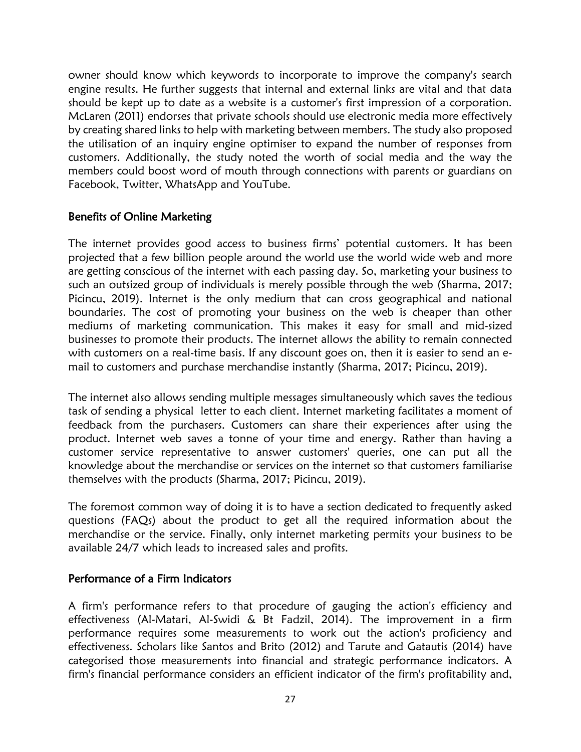owner should know which keywords to incorporate to improve the company's search engine results. He further suggests that internal and external links are vital and that data should be kept up to date as a website is a customer's first impression of a corporation. McLaren (2011) endorses that private schools should use electronic media more effectively by creating shared links to help with marketing between members. The study also proposed the utilisation of an inquiry engine optimiser to expand the number of responses from customers. Additionally, the study noted the worth of social media and the way the members could boost word of mouth through connections with parents or guardians on Facebook, Twitter, WhatsApp and YouTube.

## Benefits of Online Marketing

The internet provides good access to business firms' potential customers. It has been projected that a few billion people around the world use the world wide web and more are getting conscious of the internet with each passing day. So, marketing your business to such an outsized group of individuals is merely possible through the web (Sharma, 2017; Picincu, 2019). Internet is the only medium that can cross geographical and national boundaries. The cost of promoting your business on the web is cheaper than other mediums of marketing communication. This makes it easy for small and mid-sized businesses to promote their products. The internet allows the ability to remain connected with customers on a real-time basis. If any discount goes on, then it is easier to send an e-mail to customers and purchase merchandise instantly (Sharma, 2017; Picincu, 2019).

The internet also allows sending multiple messages simultaneously which saves the tedious task of sending a physical letter to each client. Internet marketing facilitates a moment of feedback from the purchasers. Customers can share their experiences after using the product. Internet web saves a tonne of your time and energy. Rather than having a customer service representative to answer customers' queries, one can put all the knowledge about the merchandise or services on the internet so that customers familiarise themselves with the products (Sharma, 2017; Picincu, 2019).

The foremost common way of doing it is to have a section dedicated to frequently asked questions (FAQs) about the product to get all the required information about the merchandise or the service. Finally, only internet marketing permits your business to be available 24/7 which leads to increased sales and profits.

## Performance of a Firm Indicators

A firm's performance refers to that procedure of gauging the action's efficiency and effectiveness (Al-Matari, Al-Swidi & Bt Fadzil, 2014). The improvement in a firm performance requires some measurements to work out the action's proficiency and effectiveness. Scholars like Santos and Brito (2012) and Tarute and Gatautis (2014) have categorised those measurements into financial and strategic performance indicators. A firm's financial performance considers an efficient indicator of the firm's profitability and,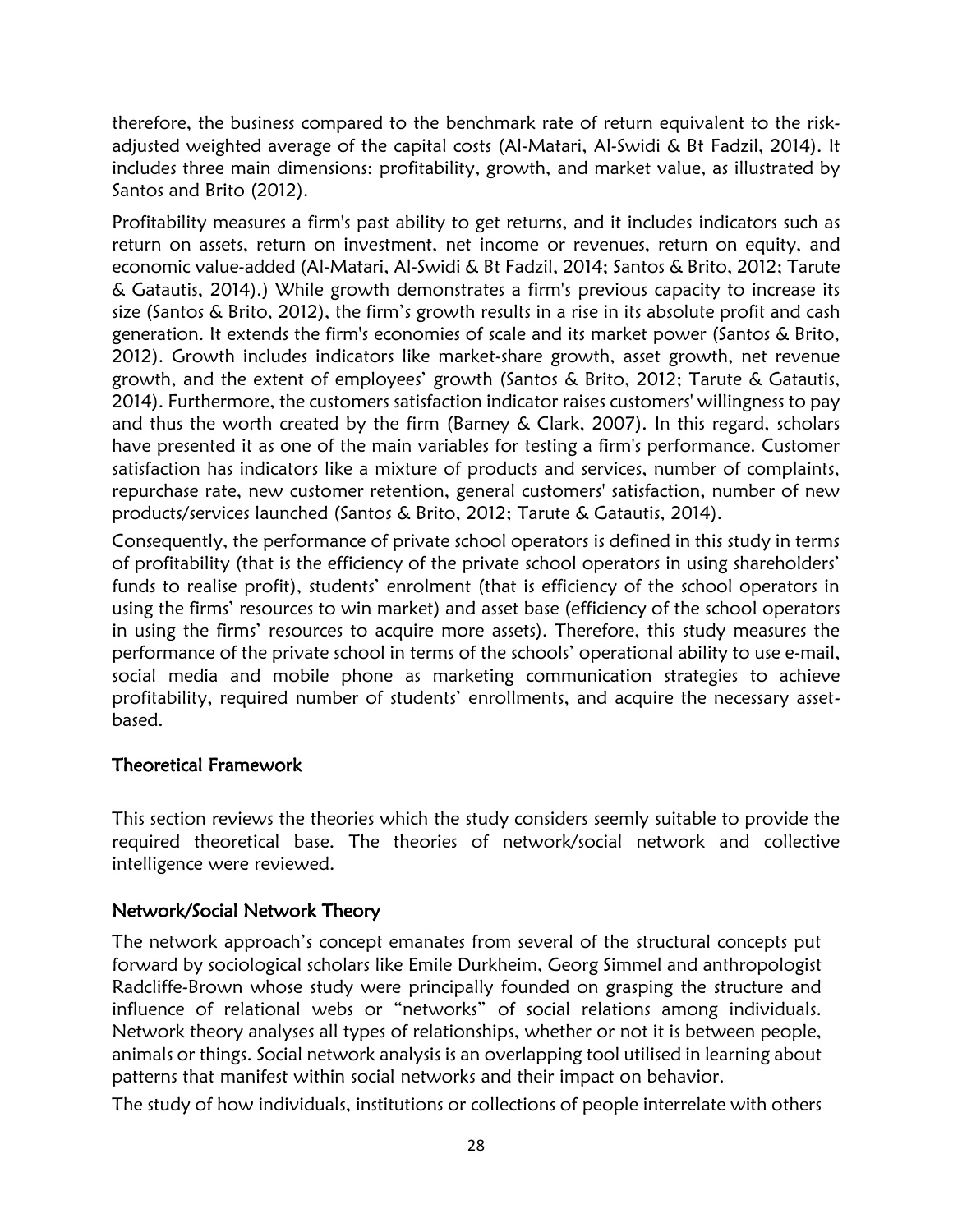therefore, the business compared to the benchmark rate of return equivalent to the risk-adjusted weighted average of the capital costs (Al-Matari, Al-Swidi & Bt Fadzil, 2014). It includes three main dimensions: profitability, growth, and market value, as illustrated by Santos and Brito (2012).

Profitability measures a firm's past ability to get returns, and it includes indicators such as return on assets, return on investment, net income or revenues, return on equity, and economic value-added (Al-Matari, Al-Swidi & Bt Fadzil, 2014; Santos & Brito, 2012; Tarute & Gatautis, 2014).) While growth demonstrates a firm's previous capacity to increase its size (Santos & Brito, 2012), the firm's growth results in a rise in its absolute profit and cash generation. It extends the firm's economies of scale and its market power (Santos & Brito, 2012). Growth includes indicators like market-share growth, asset growth, net revenue growth, and the extent of employees' growth (Santos & Brito, 2012; Tarute & Gatautis, 2014). Furthermore, the customers satisfaction indicator raises customers' willingness to pay and thus the worth created by the firm (Barney & Clark, 2007). In this regard, scholars have presented it as one of the main variables for testing a firm's performance. Customer satisfaction has indicators like a mixture of products and services, number of complaints, repurchase rate, new customer retention, general customers' satisfaction, number of new products/services launched (Santos & Brito, 2012; Tarute & Gatautis, 2014).

Consequently, the performance of private school operators is defined in this study in terms of profitability (that is the efficiency of the private school operators in using shareholders' funds to realise profit), students' enrolment (that is efficiency of the school operators in using the firms' resources to win market) and asset base (efficiency of the school operators in using the firms' resources to acquire more assets). Therefore, this study measures the performance of the private school in terms of the schools' operational ability to use e-mail, social media and mobile phone as marketing communication strategies to achieve profitability, required number of students' enrollments, and acquire the necessary asset-based.

## Theoretical Framework

This section reviews the theories which the study considers seemly suitable to provide the required theoretical base. The theories of network/social network and collective intelligence were reviewed.

### Network/Social Network Theory

The network approach's concept emanates from several of the structural concepts put forward by sociological scholars like Emile Durkheim, Georg Simmel and anthropologist Radcliffe-Brown whose study were principally founded on grasping the structure and influence of relational webs or "networks" of social relations among individuals. Network theory analyses all types of relationships, whether or not it is between people, animals or things. Social network analysis is an overlapping tool utilised in learning about patterns that manifest within social networks and their impact on behavior.

The study of how individuals, institutions or collections of people interrelate with others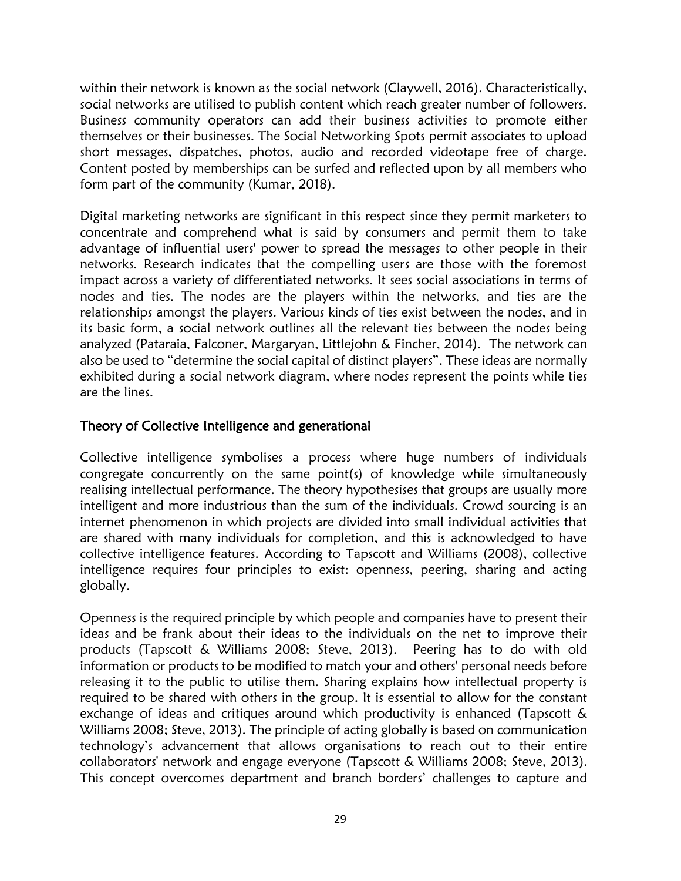within their network is known as the social network (Claywell, 2016). Characteristically, social networks are utilised to publish content which reach greater number of followers. Business community operators can add their business activities to promote either themselves or their businesses. The Social Networking Spots permit associates to upload short messages, dispatches, photos, audio and recorded videotape free of charge. Content posted by memberships can be surfed and reflected upon by all members who form part of the community (Kumar, 2018).

Digital marketing networks are significant in this respect since they permit marketers to concentrate and comprehend what is said by consumers and permit them to take advantage of influential users' power to spread the messages to other people in their networks. Research indicates that the compelling users are those with the foremost impact across a variety of differentiated networks. It sees social associations in terms of nodes and ties. The nodes are the players within the networks, and ties are the relationships amongst the players. Various kinds of ties exist between the nodes, and in its basic form, a social network outlines all the relevant ties between the nodes being analyzed (Pataraia, Falconer, Margaryan, Littlejohn & Fincher, 2014). The network can also be used to "determine the social capital of distinct players". These ideas are normally exhibited during a social network diagram, where nodes represent the points while ties are the lines.

## Theory of Collective Intelligence and generational

Collective intelligence symbolises a process where huge numbers of individuals congregate concurrently on the same point(s) of knowledge while simultaneously realising intellectual performance. The theory hypothesises that groups are usually more intelligent and more industrious than the sum of the individuals. Crowd sourcing is an internet phenomenon in which projects are divided into small individual activities that are shared with many individuals for completion, and this is acknowledged to have collective intelligence features. According to Tapscott and Williams (2008), collective intelligence requires four principles to exist: openness, peering, sharing and acting globally.

Openness is the required principle by which people and companies have to present their ideas and be frank about their ideas to the individuals on the net to improve their products (Tapscott & Williams 2008; Steve, 2013). Peering has to do with old information or products to be modified to match your and others' personal needs before releasing it to the public to utilise them. Sharing explains how intellectual property is required to be shared with others in the group. It is essential to allow for the constant exchange of ideas and critiques around which productivity is enhanced (Tapscott & Williams 2008; Steve, 2013). The principle of acting globally is based on communication technology's advancement that allows organisations to reach out to their entire collaborators' network and engage everyone (Tapscott & Williams 2008; Steve, 2013). This concept overcomes department and branch borders' challenges to capture and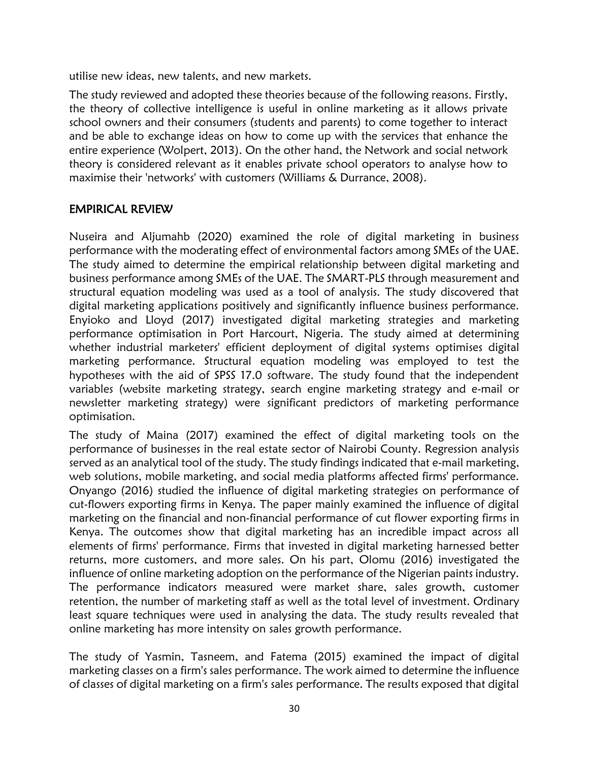utilise new ideas, new talents, and new markets.

The study reviewed and adopted these theories because of the following reasons. Firstly, the theory of collective intelligence is useful in online marketing as it allows private school owners and their consumers (students and parents) to come together to interact and be able to exchange ideas on how to come up with the services that enhance the entire experience (Wolpert, 2013). On the other hand, the Network and social network theory is considered relevant as it enables private school operators to analyse how to maximise their 'networks' with customers (Williams & Durrance, 2008).

## EMPIRICAL REVIEW

Nuseira and Aljumahb (2020) examined the role of digital marketing in business performance with the moderating effect of environmental factors among SMEs of the UAE. The study aimed to determine the empirical relationship between digital marketing and business performance among SMEs of the UAE. The SMART-PLS through measurement and structural equation modeling was used as a tool of analysis. The study discovered that digital marketing applications positively and significantly influence business performance. Enyioko and Lloyd (2017) investigated digital marketing strategies and marketing performance optimisation in Port Harcourt, Nigeria. The study aimed at determining whether industrial marketers' efficient deployment of digital systems optimises digital marketing performance. Structural equation modeling was employed to test the hypotheses with the aid of SPSS 17.0 software. The study found that the independent variables (website marketing strategy, search engine marketing strategy and e-mail or newsletter marketing strategy) were significant predictors of marketing performance optimisation.

The study of Maina (2017) examined the effect of digital marketing tools on the performance of businesses in the real estate sector of Nairobi County. Regression analysis served as an analytical tool of the study. The study findings indicated that e-mail marketing, web solutions, mobile marketing, and social media platforms affected firms' performance. Onyango (2016) studied the influence of digital marketing strategies on performance of cut-flowers exporting firms in Kenya. The paper mainly examined the influence of digital marketing on the financial and non-financial performance of cut flower exporting firms in Kenya. The outcomes show that digital marketing has an incredible impact across all elements of firms' performance. Firms that invested in digital marketing harnessed better returns, more customers, and more sales. On his part, Olomu (2016) investigated the influence of online marketing adoption on the performance of the Nigerian paints industry. The performance indicators measured were market share, sales growth, customer retention, the number of marketing staff as well as the total level of investment. Ordinary least square techniques were used in analysing the data. The study results revealed that online marketing has more intensity on sales growth performance.

The study of Yasmin, Tasneem, and Fatema (2015) examined the impact of digital marketing classes on a firm's sales performance. The work aimed to determine the influence of classes of digital marketing on a firm's sales performance. The results exposed that digital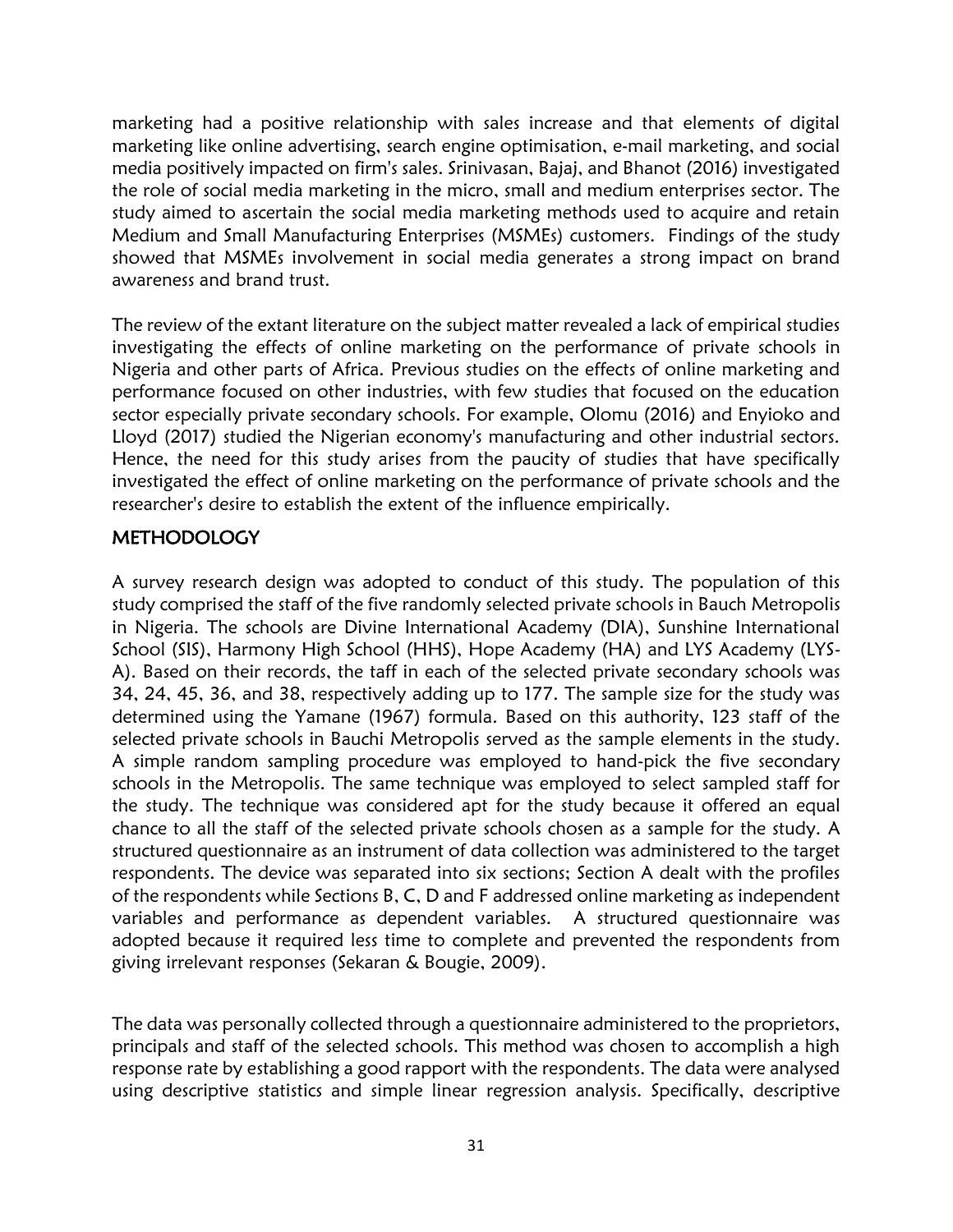marketing had a positive relationship with sales increase and that elements of digital marketing like online advertising, search engine optimisation, e-mail marketing, and social media positively impacted on firm's sales. Srinivasan, Bajaj, and Bhanot (2016) investigated the role of social media marketing in the micro, small and medium enterprises sector. The study aimed to ascertain the social media marketing methods used to acquire and retain Medium and Small Manufacturing Enterprises (MSMEs) customers. Findings of the study showed that MSMEs involvement in social media generates a strong impact on brand awareness and brand trust.

The review of the extant literature on the subject matter revealed a lack of empirical studies investigating the effects of online marketing on the performance of private schools in Nigeria and other parts of Africa. Previous studies on the effects of online marketing and performance focused on other industries, with few studies that focused on the education sector especially private secondary schools. For example, Olomu (2016) and Enyioko and Lloyd (2017) studied the Nigerian economy's manufacturing and other industrial sectors. Hence, the need for this study arises from the paucity of studies that have specifically investigated the effect of online marketing on the performance of private schools and the researcher's desire to establish the extent of the influence empirically.

## METHODOLOGY

A survey research design was adopted to conduct of this study. The population of this study comprised the staff of the five randomly selected private schools in Bauch Metropolis in Nigeria. The schools are Divine International Academy (DIA), Sunshine International School (SIS), Harmony High School (HHS), Hope Academy (HA) and LYS Academy (LYS-A). Based on their records, the taff in each of the selected private secondary schools was 34, 24, 45, 36, and 38, respectively adding up to 177. The sample size for the study was determined using the Yamane (1967) formula. Based on this authority, 123 staff of the selected private schools in Bauchi Metropolis served as the sample elements in the study. A simple random sampling procedure was employed to hand-pick the five secondary schools in the Metropolis. The same technique was employed to select sampled staff for the study. The technique was considered apt for the study because it offered an equal chance to all the staff of the selected private schools chosen as a sample for the study. A structured questionnaire as an instrument of data collection was administered to the target respondents. The device was separated into six sections; Section A dealt with the profiles of the respondents while Sections B, C, D and F addressed online marketing as independent variables and performance as dependent variables. A structured questionnaire was adopted because it required less time to complete and prevented the respondents from giving irrelevant responses (Sekaran & Bougie, 2009).

The data was personally collected through a questionnaire administered to the proprietors, principals and staff of the selected schools. This method was chosen to accomplish a high response rate by establishing a good rapport with the respondents. The data were analysed using descriptive statistics and simple linear regression analysis. Specifically, descriptive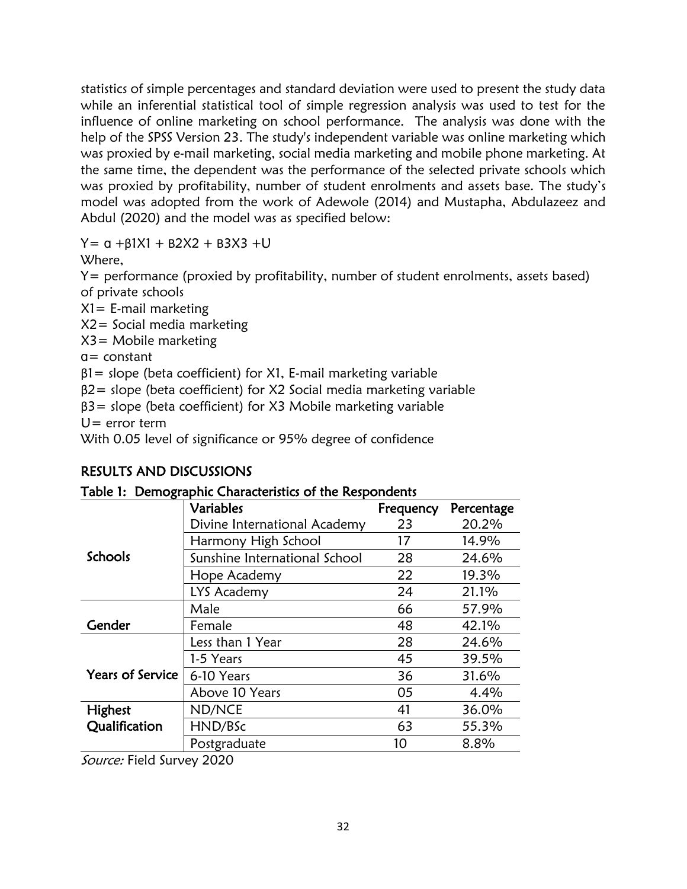statistics of simple percentages and standard deviation were used to present the study data while an inferential statistical tool of simple regression analysis was used to test for the influence of online marketing on school performance. The analysis was done with the help of the SPSS Version 23. The study's independent variable was online marketing which was proxied by e-mail marketing, social media marketing and mobile phone marketing. At the same time, the dependent was the performance of the selected private schools which was proxied by profitability, number of student enrolments and assets base. The study's model was adopted from the work of Adewole (2014) and Mustapha, Abdulazeez and Abdul (2020) and the model was as specified below:

$Y = \alpha + \beta 1X1 + B2X2 + B3X3 + U$

Where,

Y= performance (proxied by profitability, number of student enrolments, assets based) of private schools

X1= E-mail marketing

X2= Social media marketing

X3= Mobile marketing

α= constant

β1= slope (beta coefficient) for X1, E-mail marketing variable

β2= slope (beta coefficient) for X2 Social media marketing variable

β3= slope (beta coefficient) for X3 Mobile marketing variable

U= error term

With 0.05 level of significance or 95% degree of confidence

## RESULTS AND DISCUSSIONS

**Table 1: Demographic Characteristics of the Respondents**

| | Variables | Frequency | Percentage |
|---|---|---|---|
| **Schools** | Divine International Academy | 23 | 20.2% |
| | Harmony High School | 17 | 14.9% |
| | Sunshine International School | 28 | 24.6% |
| | Hope Academy | 22 | 19.3% |
| | LYS Academy | 24 | 21.1% |
| **Gender** | Male | 66 | 57.9% |
| | Female | 48 | 42.1% |
| **Years of Service** | Less than 1 Year | 28 | 24.6% |
| | 1-5 Years | 45 | 39.5% |
| | 6-10 Years | 36 | 31.6% |
| | Above 10 Years | 05 | 4.4% |
| **Highest Qualification** | ND/NCE | 41 | 36.0% |
| | HND/BSc | 63 | 55.3% |
| | Postgraduate | 10 | 8.8% |

*Source:* Field Survey 2020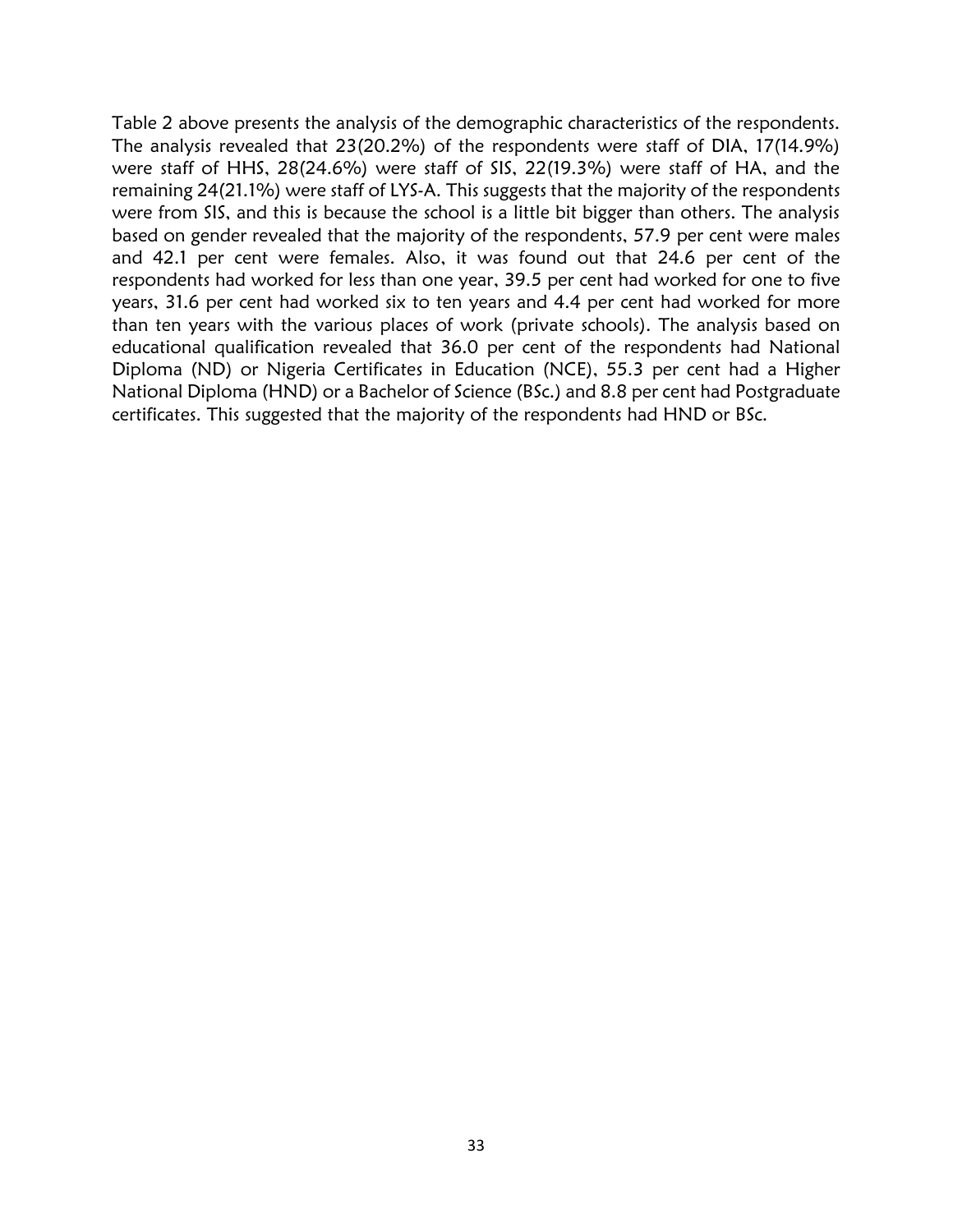Table 2 above presents the analysis of the demographic characteristics of the respondents. The analysis revealed that 23(20.2%) of the respondents were staff of DIA, 17(14.9%) were staff of HHS, 28(24.6%) were staff of SIS, 22(19.3%) were staff of HA, and the remaining 24(21.1%) were staff of LYS-A. This suggests that the majority of the respondents were from SIS, and this is because the school is a little bit bigger than others. The analysis based on gender revealed that the majority of the respondents, 57.9 per cent were males and 42.1 per cent were females. Also, it was found out that 24.6 per cent of the respondents had worked for less than one year, 39.5 per cent had worked for one to five years, 31.6 per cent had worked six to ten years and 4.4 per cent had worked for more than ten years with the various places of work (private schools). The analysis based on educational qualification revealed that 36.0 per cent of the respondents had National Diploma (ND) or Nigeria Certificates in Education (NCE), 55.3 per cent had a Higher National Diploma (HND) or a Bachelor of Science (BSc.) and 8.8 per cent had Postgraduate certificates. This suggested that the majority of the respondents had HND or BSc.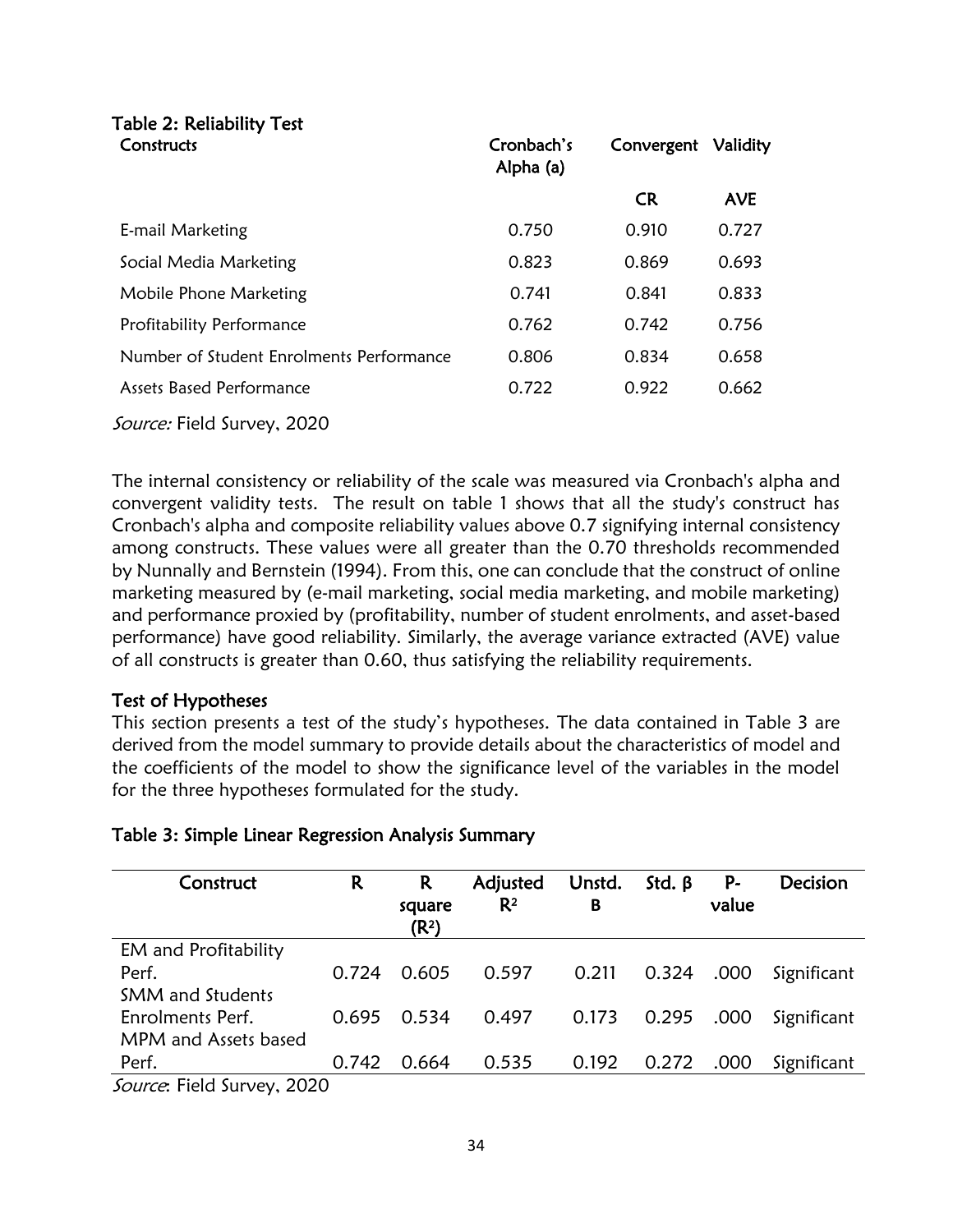### Table 2: Reliability Test

| Constructs | Cronbach's Alpha (a) | Convergent | Validity |
|---|---|---|---|
| | | CR | AVE |
| E-mail Marketing | 0.750 | 0.910 | 0.727 |
| Social Media Marketing | 0.823 | 0.869 | 0.693 |
| Mobile Phone Marketing | 0.741 | 0.841 | 0.833 |
| Profitability Performance | 0.762 | 0.742 | 0.756 |
| Number of Student Enrolments Performance | 0.806 | 0.834 | 0.658 |
| Assets Based Performance | 0.722 | 0.922 | 0.662 |

*Source:* Field Survey, 2020

The internal consistency or reliability of the scale was measured via Cronbach's alpha and convergent validity tests. The result on table 1 shows that all the study's construct has Cronbach's alpha and composite reliability values above 0.7 signifying internal consistency among constructs. These values were all greater than the 0.70 thresholds recommended by Nunnally and Bernstein (1994). From this, one can conclude that the construct of online marketing measured by (e-mail marketing, social media marketing, and mobile marketing) and performance proxied by (profitability, number of student enrolments, and asset-based performance) have good reliability. Similarly, the average variance extracted (AVE) value of all constructs is greater than 0.60, thus satisfying the reliability requirements.

### Test of Hypotheses

This section presents a test of the study's hypotheses. The data contained in Table 3 are derived from the model summary to provide details about the characteristics of model and the coefficients of the model to show the significance level of the variables in the model for the three hypotheses formulated for the study.

### Table 3: Simple Linear Regression Analysis Summary

| Construct | R | R square ($R^2$) | Adjusted $R^2$ | Unstd. B | Std. β | P-value | Decision |
|---|---|---|---|---|---|---|---|
| EM and Profitability Perf. | 0.724 | 0.605 | 0.597 | 0.211 | 0.324 | .000 | Significant |
| SMM and Students Enrolments Perf. | 0.695 | 0.534 | 0.497 | 0.173 | 0.295 | .000 | Significant |
| MPM and Assets based Perf. | 0.742 | 0.664 | 0.535 | 0.192 | 0.272 | .000 | Significant |

*Source*: Field Survey, 2020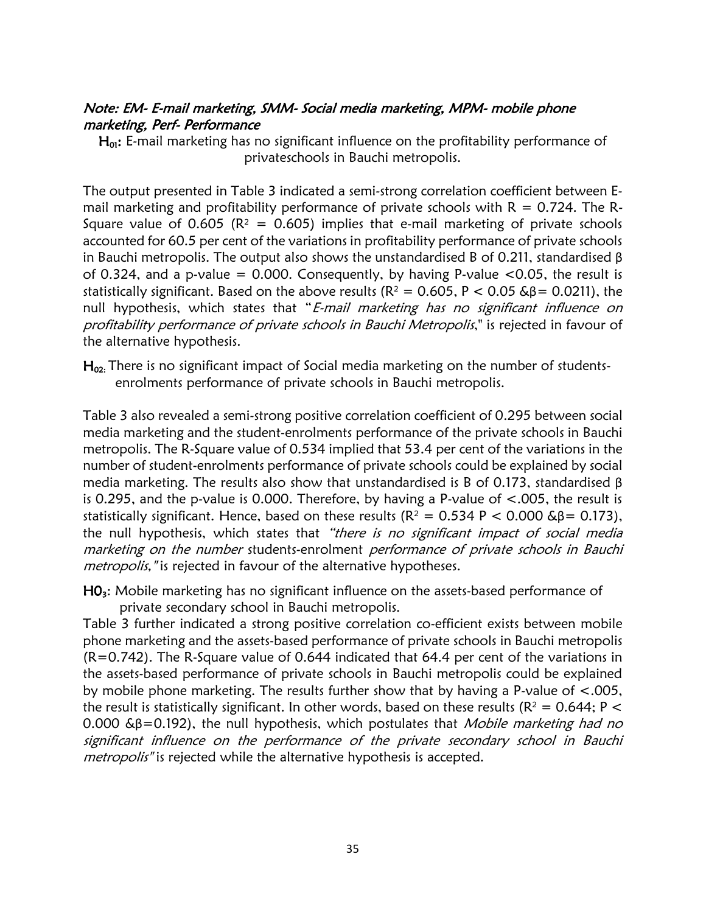*Note: EM- E-mail marketing, SMM- Social media marketing, MPM- mobile phone marketing, Perf- Performance*

**$H_{01}$:** E-mail marketing has no significant influence on the profitability performance of privateschools in Bauchi metropolis.

The output presented in Table 3 indicated a semi-strong correlation coefficient between E-mail marketing and profitability performance of private schools with R = 0.724. The R-Square value of 0.605 ($R^2$ = 0.605) implies that e-mail marketing of private schools accounted for 60.5 per cent of the variations in profitability performance of private schools in Bauchi metropolis. The output also shows the unstandardised B of 0.211, standardised β of 0.324, and a p-value = 0.000. Consequently, by having P-value <0.05, the result is statistically significant. Based on the above results ($R^2$ = 0.605, P < 0.05 &β= 0.0211), the null hypothesis, which states that "*E-mail marketing has no significant influence on profitability performance of private schools in Bauchi Metropolis*," is rejected in favour of the alternative hypothesis.

**$H_{02}$:** There is no significant impact of Social media marketing on the number of students-enrolments performance of private schools in Bauchi metropolis.

Table 3 also revealed a semi-strong positive correlation coefficient of 0.295 between social media marketing and the student-enrolments performance of the private schools in Bauchi metropolis. The R-Square value of 0.534 implied that 53.4 per cent of the variations in the number of student-enrolments performance of private schools could be explained by social media marketing. The results also show that unstandardised is B of 0.173, standardised β is 0.295, and the p-value is 0.000. Therefore, by having a P-value of <.005, the result is statistically significant. Hence, based on these results ($R^2$ = 0.534 P < 0.000 &β= 0.173), the null hypothesis, which states that *"there is no significant impact of social media marketing on the number* students-enrolment *performance of private schools in Bauchi metropolis,"* is rejected in favour of the alternative hypotheses.

**$H0_3$:** Mobile marketing has no significant influence on the assets-based performance of private secondary school in Bauchi metropolis.

Table 3 further indicated a strong positive correlation co-efficient exists between mobile phone marketing and the assets-based performance of private schools in Bauchi metropolis (R=0.742). The R-Square value of 0.644 indicated that 64.4 per cent of the variations in the assets-based performance of private schools in Bauchi metropolis could be explained by mobile phone marketing. The results further show that by having a P-value of <.005, the result is statistically significant. In other words, based on these results ($R^2$ = 0.644; P < 0.000 &β=0.192), the null hypothesis, which postulates that *Mobile marketing had no significant influence on the performance of the private secondary school in Bauchi metropolis"* is rejected while the alternative hypothesis is accepted.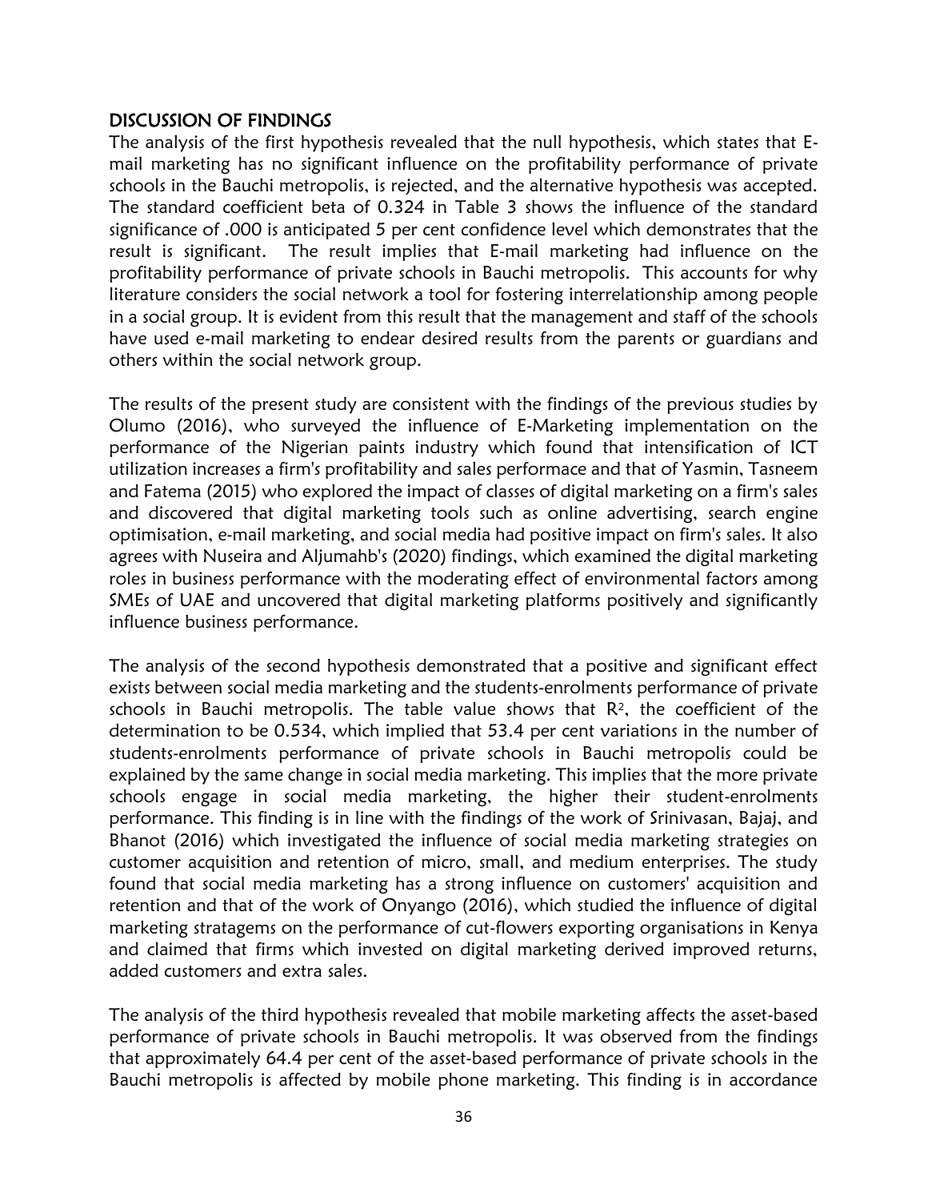## DISCUSSION OF FINDINGS

The analysis of the first hypothesis revealed that the null hypothesis, which states that E-mail marketing has no significant influence on the profitability performance of private schools in the Bauchi metropolis, is rejected, and the alternative hypothesis was accepted. The standard coefficient beta of 0.324 in Table 3 shows the influence of the standard significance of .000 is anticipated 5 per cent confidence level which demonstrates that the result is significant. The result implies that E-mail marketing had influence on the profitability performance of private schools in Bauchi metropolis. This accounts for why literature considers the social network a tool for fostering interrelationship among people in a social group. It is evident from this result that the management and staff of the schools have used e-mail marketing to endear desired results from the parents or guardians and others within the social network group.

The results of the present study are consistent with the findings of the previous studies by Olumo (2016), who surveyed the influence of E-Marketing implementation on the performance of the Nigerian paints industry which found that intensification of ICT utilization increases a firm's profitability and sales performace and that of Yasmin, Tasneem and Fatema (2015) who explored the impact of classes of digital marketing on a firm's sales and discovered that digital marketing tools such as online advertising, search engine optimisation, e-mail marketing, and social media had positive impact on firm's sales. It also agrees with Nuseira and Aljumahb's (2020) findings, which examined the digital marketing roles in business performance with the moderating effect of environmental factors among SMEs of UAE and uncovered that digital marketing platforms positively and significantly influence business performance.

The analysis of the second hypothesis demonstrated that a positive and significant effect exists between social media marketing and the students-enrolments performance of private schools in Bauchi metropolis. The table value shows that $R^2$, the coefficient of the determination to be 0.534, which implied that 53.4 per cent variations in the number of students-enrolments performance of private schools in Bauchi metropolis could be explained by the same change in social media marketing. This implies that the more private schools engage in social media marketing, the higher their student-enrolments performance. This finding is in line with the findings of the work of Srinivasan, Bajaj, and Bhanot (2016) which investigated the influence of social media marketing strategies on customer acquisition and retention of micro, small, and medium enterprises. The study found that social media marketing has a strong influence on customers' acquisition and retention and that of the work of Onyango (2016), which studied the influence of digital marketing stratagems on the performance of cut-flowers exporting organisations in Kenya and claimed that firms which invested on digital marketing derived improved returns, added customers and extra sales.

The analysis of the third hypothesis revealed that mobile marketing affects the asset-based performance of private schools in Bauchi metropolis. It was observed from the findings that approximately 64.4 per cent of the asset-based performance of private schools in the Bauchi metropolis is affected by mobile phone marketing. This finding is in accordance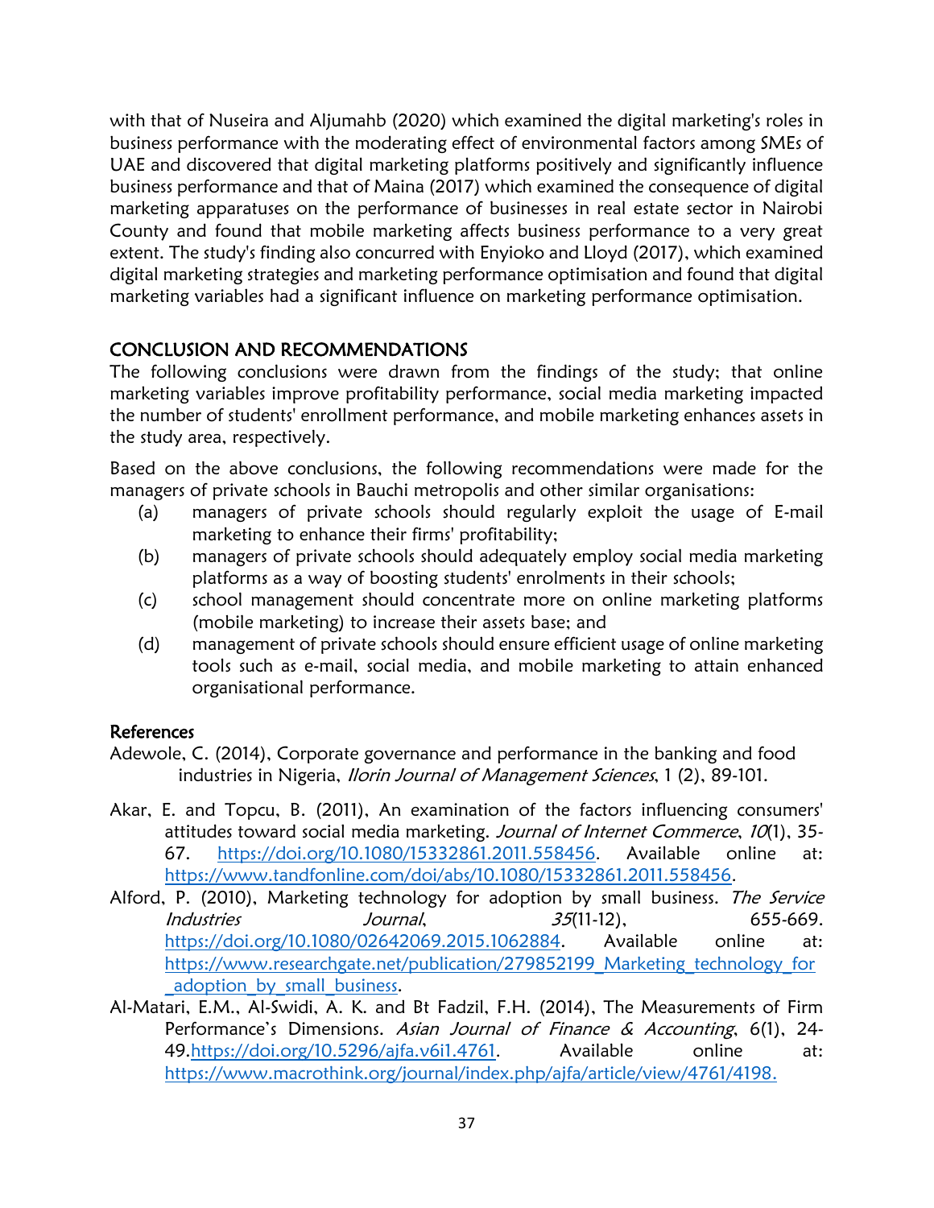with that of Nuseira and Aljumahb (2020) which examined the digital marketing's roles in business performance with the moderating effect of environmental factors among SMEs of UAE and discovered that digital marketing platforms positively and significantly influence business performance and that of Maina (2017) which examined the consequence of digital marketing apparatuses on the performance of businesses in real estate sector in Nairobi County and found that mobile marketing affects business performance to a very great extent. The study's finding also concurred with Enyioko and Lloyd (2017), which examined digital marketing strategies and marketing performance optimisation and found that digital marketing variables had a significant influence on marketing performance optimisation.

## CONCLUSION AND RECOMMENDATIONS

The following conclusions were drawn from the findings of the study; that online marketing variables improve profitability performance, social media marketing impacted the number of students' enrollment performance, and mobile marketing enhances assets in the study area, respectively.

Based on the above conclusions, the following recommendations were made for the managers of private schools in Bauchi metropolis and other similar organisations:

(a) managers of private schools should regularly exploit the usage of E-mail marketing to enhance their firms' profitability;

(b) managers of private schools should adequately employ social media marketing platforms as a way of boosting students' enrolments in their schools;

(c) school management should concentrate more on online marketing platforms (mobile marketing) to increase their assets base; and

(d) management of private schools should ensure efficient usage of online marketing tools such as e-mail, social media, and mobile marketing to attain enhanced organisational performance.

## References

Adewole, C. (2014), Corporate governance and performance in the banking and food industries in Nigeria, *Ilorin Journal of Management Sciences*, 1 (2), 89-101.

Akar, E. and Topcu, B. (2011), An examination of the factors influencing consumers' attitudes toward social media marketing. *Journal of Internet Commerce*, *10*(1), 35-67. https://doi.org/10.1080/15332861.2011.558456. Available online at: https://www.tandfonline.com/doi/abs/10.1080/15332861.2011.558456.

Alford, P. (2010), Marketing technology for adoption by small business. *The Service Industries Journal*, *35*(11-12), 655-669. https://doi.org/10.1080/02642069.2015.1062884. Available online at: https://www.researchgate.net/publication/279852199_Marketing_technology_for_adoption_by_small_business.

Al-Matari, E.M., Al-Swidi, A. K. and Bt Fadzil, F.H. (2014), The Measurements of Firm Performance's Dimensions. *Asian Journal of Finance & Accounting*, 6(1), 24-49.https://doi.org/10.5296/ajfa.v6i1.4761. Available online at: https://www.macrothink.org/journal/index.php/ajfa/article/view/4761/4198.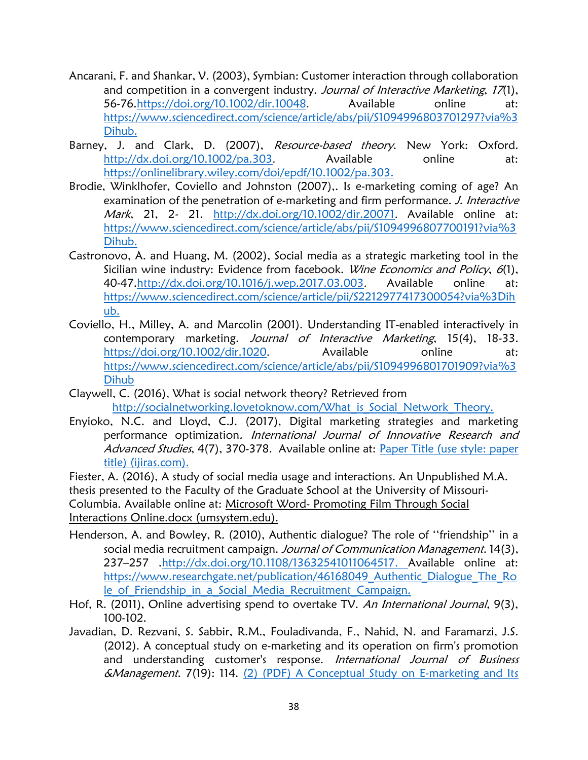Ancarani, F. and Shankar, V. (2003), Symbian: Customer interaction through collaboration and competition in a convergent industry. *Journal of Interactive Marketing*, *17*(1), 56-76.https://doi.org/10.1002/dir.10048. Available online at: https://www.sciencedirect.com/science/article/abs/pii/S1094996803701297?via%3Dihub.

Barney, J. and Clark, D. (2007), *Resource-based theory*. New York: Oxford. http://dx.doi.org/10.1002/pa.303. Available online at: https://onlinelibrary.wiley.com/doi/epdf/10.1002/pa.303.

Brodie, Winklhofer, Coviello and Johnston (2007),. Is e-marketing coming of age? An examination of the penetration of e-marketing and firm performance. *J. Interactive Mark*, 21, 2- 21. http://dx.doi.org/10.1002/dir.20071. Available online at: https://www.sciencedirect.com/science/article/abs/pii/S1094996807700191?via%3Dihub.

Castronovo, A. and Huang, M. (2002), Social media as a strategic marketing tool in the Sicilian wine industry: Evidence from facebook. *Wine Economics and Policy*, *6*(1), 40-47.http://dx.doi.org/10.1016/j.wep.2017.03.003. Available online at: https://www.sciencedirect.com/science/article/pii/S2212977417300054?via%3Dihub.

Coviello, H., Milley, A. and Marcolin (2001). Understanding IT-enabled interactively in contemporary marketing. *Journal of Interactive Marketing*, 15(4), 18-33. https://doi.org/10.1002/dir.1020. Available online at: https://www.sciencedirect.com/science/article/abs/pii/S1094996801701909?via%3Dihub

Claywell, C. (2016), What is social network theory? Retrieved from http://socialnetworking.lovetoknow.com/What_is_Social_Network_Theory.

Enyioko, N.C. and Lloyd, C.J. (2017), Digital marketing strategies and marketing performance optimization. *International Journal of Innovative Research and Advanced Studies*, 4(7), 370-378. Available online at: Paper Title (use style: paper title) (ijiras.com).

Fiester, A. (2016), A study of social media usage and interactions. An Unpublished M.A. thesis presented to the Faculty of the Graduate School at the University of Missouri-Columbia. Available online at: Microsoft Word- Promoting Film Through Social Interactions Online.docx (umsystem.edu).

Henderson, A. and Bowley, R. (2010), Authentic dialogue? The role of "friendship" in a social media recruitment campaign. *Journal of Communication Management*. 14(3), 237–257 .http://dx.doi.org/10.1108/13632541011064517. Available online at: https://www.researchgate.net/publication/46168049_Authentic_Dialogue_The_Role_of_Friendship_in_a_Social_Media_Recruitment_Campaign.

Hof, R. (2011), Online advertising spend to overtake TV. *An International Journal*, 9(3), 100-102.

Javadian, D. Rezvani, S. Sabbir, R.M., Fouladivanda, F., Nahid, N. and Faramarzi, J.S. (2012). A conceptual study on e-marketing and its operation on firm's promotion and understanding customer's response. *International Journal of Business &Management*. 7(19): 114. (2) (PDF) A Conceptual Study on E-marketing and Its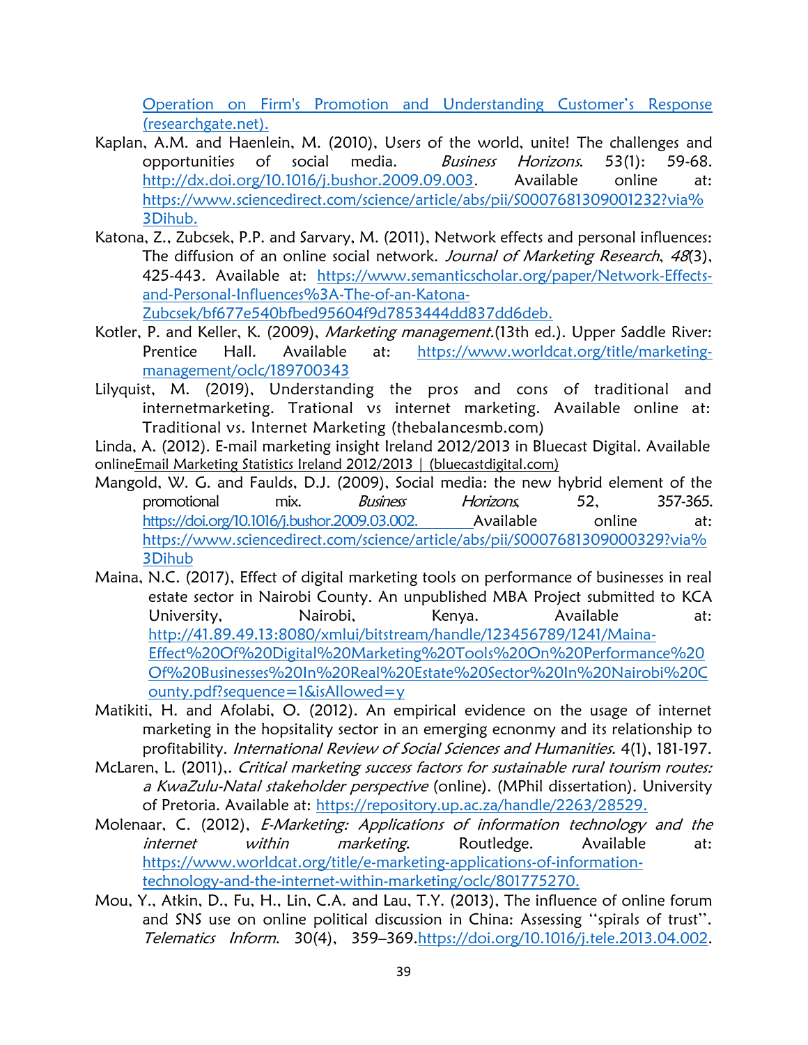Operation on Firm's Promotion and Understanding Customer's Response (researchgate.net).

Kaplan, A.M. and Haenlein, M. (2010), Users of the world, unite! The challenges and opportunities of social media. *Business Horizons*. 53(1): 59-68. http://dx.doi.org/10.1016/j.bushor.2009.09.003. Available online at: https://www.sciencedirect.com/science/article/abs/pii/S0007681309001232?via%3Dihub.

Katona, Z., Zubcsek, P.P. and Sarvary, M. (2011), Network effects and personal influences: The diffusion of an online social network. *Journal of Marketing Research*, *48*(3), 425-443. Available at: https://www.semanticscholar.org/paper/Network-Effects-and-Personal-Influences%3A-The-of-an-Katona-Zubcsek/bf677e540bfbed95604f9d7853444dd837dd6deb.

Kotler, P. and Keller, K. (2009), *Marketing management.*(13th ed.). Upper Saddle River: Prentice Hall. Available at: https://www.worldcat.org/title/marketing-management/oclc/189700343

Lilyquist, M. (2019), Understanding the pros and cons of traditional and internetmarketing. Trational vs internet marketing. Available online at: Traditional vs. Internet Marketing (thebalancesmb.com)

Linda, A. (2012). E-mail marketing insight Ireland 2012/2013 in Bluecast Digital. Available onlineEmail Marketing Statistics Ireland 2012/2013 | (bluecastdigital.com)

Mangold, W. G. and Faulds, D.J. (2009), Social media: the new hybrid element of the promotional mix. *Business Horizons*, 52, 357-365. https://doi.org/10.1016/j.bushor.2009.03.002. Available online at: https://www.sciencedirect.com/science/article/abs/pii/S0007681309000329?via%3Dihub

Maina, N.C. (2017), Effect of digital marketing tools on performance of businesses in real estate sector in Nairobi County. An unpublished MBA Project submitted to KCA University, Nairobi, Kenya. Available at: http://41.89.49.13:8080/xmlui/bitstream/handle/123456789/1241/Maina-Effect%20Of%20Digital%20Marketing%20Tools%20On%20Performance%20Of%20Businesses%20In%20Real%20Estate%20Sector%20In%20Nairobi%20County.pdf?sequence=1&isAllowed=y

Matikiti, H. and Afolabi, O. (2012). An empirical evidence on the usage of internet marketing in the hopsitality sector in an emerging ecnonmy and its relationship to profitability. *International Review of Social Sciences and Humanities*. 4(1), 181-197.

McLaren, L. (2011),. *Critical marketing success factors for sustainable rural tourism routes: a KwaZulu-Natal stakeholder perspective* (online). (MPhil dissertation). University of Pretoria. Available at: https://repository.up.ac.za/handle/2263/28529.

Molenaar, C. (2012), *E-Marketing: Applications of information technology and the internet within marketing*. Routledge. Available at: https://www.worldcat.org/title/e-marketing-applications-of-information-technology-and-the-internet-within-marketing/oclc/801775270.

Mou, Y., Atkin, D., Fu, H., Lin, C.A. and Lau, T.Y. (2013), The influence of online forum and SNS use on online political discussion in China: Assessing ''spirals of trust''. *Telematics Inform*. 30(4), 359–369.https://doi.org/10.1016/j.tele.2013.04.002.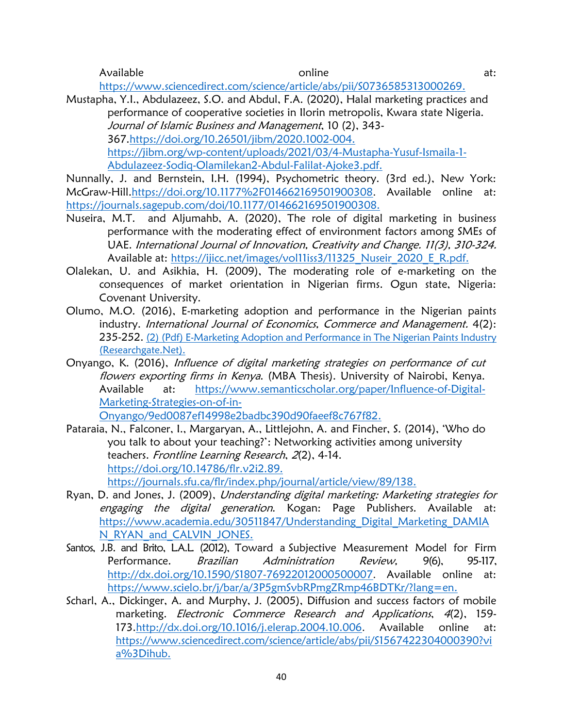Available online at: https://www.sciencedirect.com/science/article/abs/pii/S0736585313000269.

Mustapha, Y.I., Abdulazeez, S.O. and Abdul, F.A. (2020), Halal marketing practices and performance of cooperative societies in Ilorin metropolis, Kwara state Nigeria. *Journal of Islamic Business and Management*, 10 (2), 343-367.https://doi.org/10.26501/jibm/2020.1002-004. https://jibm.org/wp-content/uploads/2021/03/4-Mustapha-Yusuf-Ismaila-1-Abdulazeez-Sodiq-Olamilekan2-Abdul-Falilat-Ajoke3.pdf.

Nunnally, J. and Bernstein, I.H. (1994), Psychometric theory. (3rd ed.), New York: McGraw-Hill.https://doi.org/10.1177%2F014662169501900308. Available online at: https://journals.sagepub.com/doi/10.1177/014662169501900308.

Nuseira, M.T. and Aljumahb, A. (2020), The role of digital marketing in business performance with the moderating effect of environment factors among SMEs of UAE. *International Journal of Innovation, Creativity and Change. 11(3), 310-324.* Available at: https://ijicc.net/images/vol11iss3/11325_Nuseir_2020_E_R.pdf.

Olalekan, U. and Asikhia, H. (2009), The moderating role of e-marketing on the consequences of market orientation in Nigerian firms. Ogun state, Nigeria: Covenant University.

Olumo, M.O. (2016), E-marketing adoption and performance in the Nigerian paints industry. *International Journal of Economics, Commerce and Management.* 4(2): 235-252. (2) (Pdf) E-Marketing Adoption and Performance in The Nigerian Paints Industry (Researchgate.Net).

Onyango, K. (2016), *Influence of digital marketing strategies on performance of cut flowers exporting firms in Kenya*. (MBA Thesis). University of Nairobi, Kenya. Available at: https://www.semanticscholar.org/paper/Influence-of-Digital-Marketing-Strategies-on-of-in-Onyango/9ed0087ef14998e2badbc390d90faeef8c767f82.

Pataraia, N., Falconer, I., Margaryan, A., Littlejohn, A. and Fincher, S. (2014), 'Who do you talk to about your teaching?': Networking activities among university teachers. *Frontline Learning Research*, *2*(2), 4-14. https://doi.org/10.14786/flr.v2i2.89. https://journals.sfu.ca/flr/index.php/journal/article/view/89/138.

Ryan, D. and Jones, J. (2009), *Understanding digital marketing: Marketing strategies for engaging the digital generation*. Kogan: Page Publishers. Available at: https://www.academia.edu/30511847/Understanding_Digital_Marketing_DAMIAN_RYAN_and_CALVIN_JONES.

Santos, J.B. and Brito, L.A.L. (2012), Toward a Subjective Measurement Model for Firm Performance. *Brazilian Administration Review*, 9(6), 95-117, http://dx.doi.org/10.1590/S1807-76922012000500007. Available online at: https://www.scielo.br/j/bar/a/3P5gmSvbRPmgZRmp46BDTKr/?lang=en.

Scharl, A., Dickinger, A. and Murphy, J. (2005), Diffusion and success factors of mobile marketing. *Electronic Commerce Research and Applications*, *4*(2), 159-173.http://dx.doi.org/10.1016/j.elerap.2004.10.006. Available online at: https://www.sciencedirect.com/science/article/abs/pii/S1567422304000390?via%3Dihub.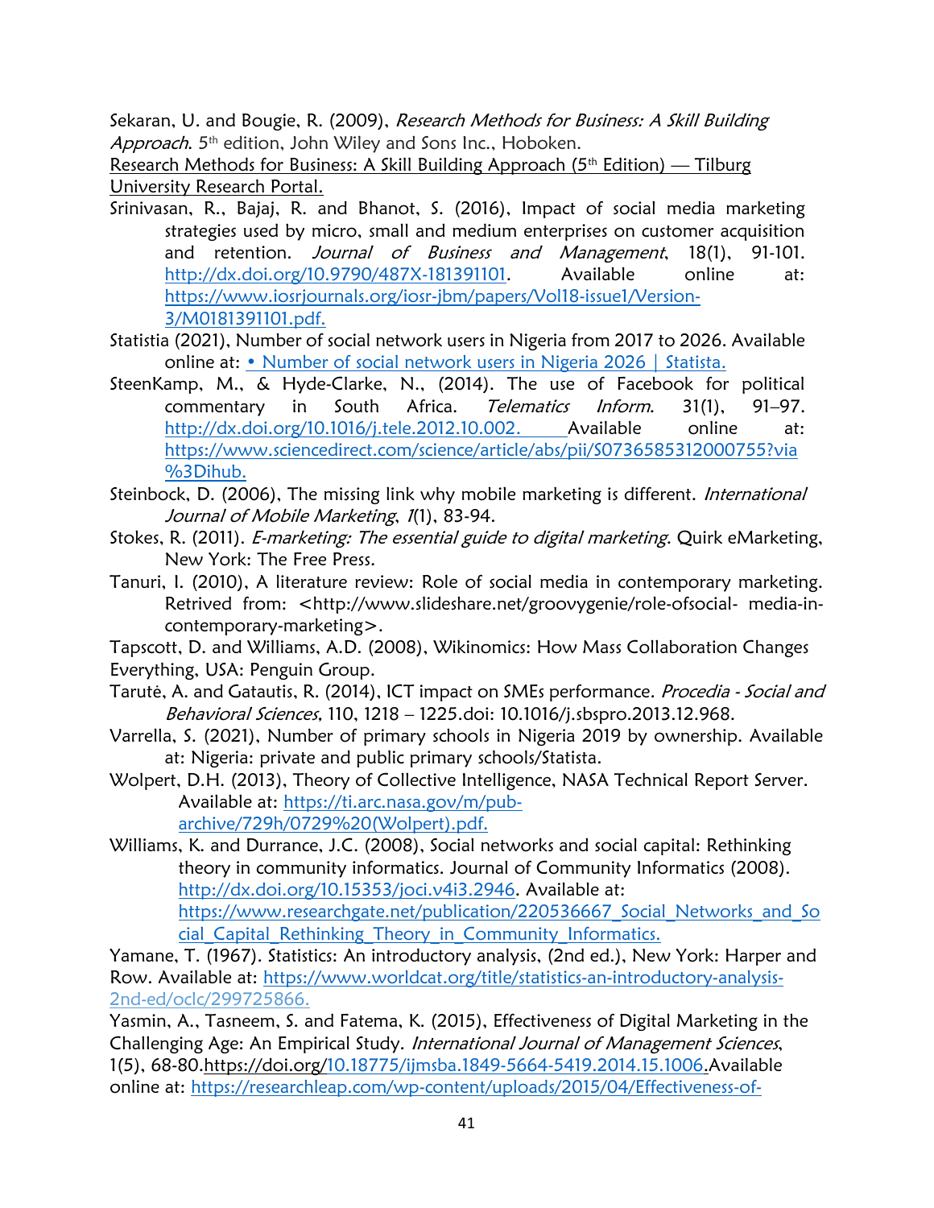Sekaran, U. and Bougie, R. (2009), *Research Methods for Business: A Skill Building Approach*. 5th edition, John Wiley and Sons Inc., Hoboken.
Research Methods for Business: A Skill Building Approach (5th Edition) — Tilburg University Research Portal.

Srinivasan, R., Bajaj, R. and Bhanot, S. (2016), Impact of social media marketing strategies used by micro, small and medium enterprises on customer acquisition and retention. *Journal of Business and Management*, 18(1), 91-101. http://dx.doi.org/10.9790/487X-181391101. Available online at: https://www.iosrjournals.org/iosr-jbm/papers/Vol18-issue1/Version-3/M0181391101.pdf.

Statistia (2021), Number of social network users in Nigeria from 2017 to 2026. Available online at: • Number of social network users in Nigeria 2026 | Statista.

SteenKamp, M., & Hyde-Clarke, N., (2014). The use of Facebook for political commentary in South Africa. *Telematics Inform*. 31(1), 91–97. http://dx.doi.org/10.1016/j.tele.2012.10.002. Available online at: https://www.sciencedirect.com/science/article/abs/pii/S0736585312000755?via%3Dihub.

Steinbock, D. (2006), The missing link why mobile marketing is different. *International Journal of Mobile Marketing*, *1*(1), 83-94.

Stokes, R. (2011). *E-marketing: The essential guide to digital marketing*. Quirk eMarketing, New York: The Free Press.

Tanuri, I. (2010), A literature review: Role of social media in contemporary marketing. Retrived from: <http://www.slideshare.net/groovygenie/role-ofsocial- media-in-contemporary-marketing>.

Tapscott, D. and Williams, A.D. (2008), Wikinomics: How Mass Collaboration Changes Everything, USA: Penguin Group.

Tarutė, A. and Gatautis, R. (2014), ICT impact on SMEs performance. *Procedia - Social and Behavioral Sciences*, 110, 1218 – 1225.doi: 10.1016/j.sbspro.2013.12.968.

Varrella, S. (2021), Number of primary schools in Nigeria 2019 by ownership. Available at: Nigeria: private and public primary schools/Statista.

Wolpert, D.H. (2013), Theory of Collective Intelligence, NASA Technical Report Server. Available at: https://ti.arc.nasa.gov/m/pub-archive/729h/0729%20(Wolpert).pdf.

Williams, K. and Durrance, J.C. (2008), Social networks and social capital: Rethinking theory in community informatics. Journal of Community Informatics (2008). http://dx.doi.org/10.15353/joci.v4i3.2946. Available at: https://www.researchgate.net/publication/220536667_Social_Networks_and_Social_Capital_Rethinking_Theory_in_Community_Informatics.

Yamane, T. (1967). Statistics: An introductory analysis, (2nd ed.), New York: Harper and Row. Available at: https://www.worldcat.org/title/statistics-an-introductory-analysis-2nd-ed/oclc/299725866.

Yasmin, A., Tasneem, S. and Fatema, K. (2015), Effectiveness of Digital Marketing in the Challenging Age: An Empirical Study. *International Journal of Management Sciences*, 1(5), 68-80.https://doi.org/10.18775/ijmsba.1849-5664-5419.2014.15.1006.Available online at: https://researchleap.com/wp-content/uploads/2015/04/Effectiveness-of-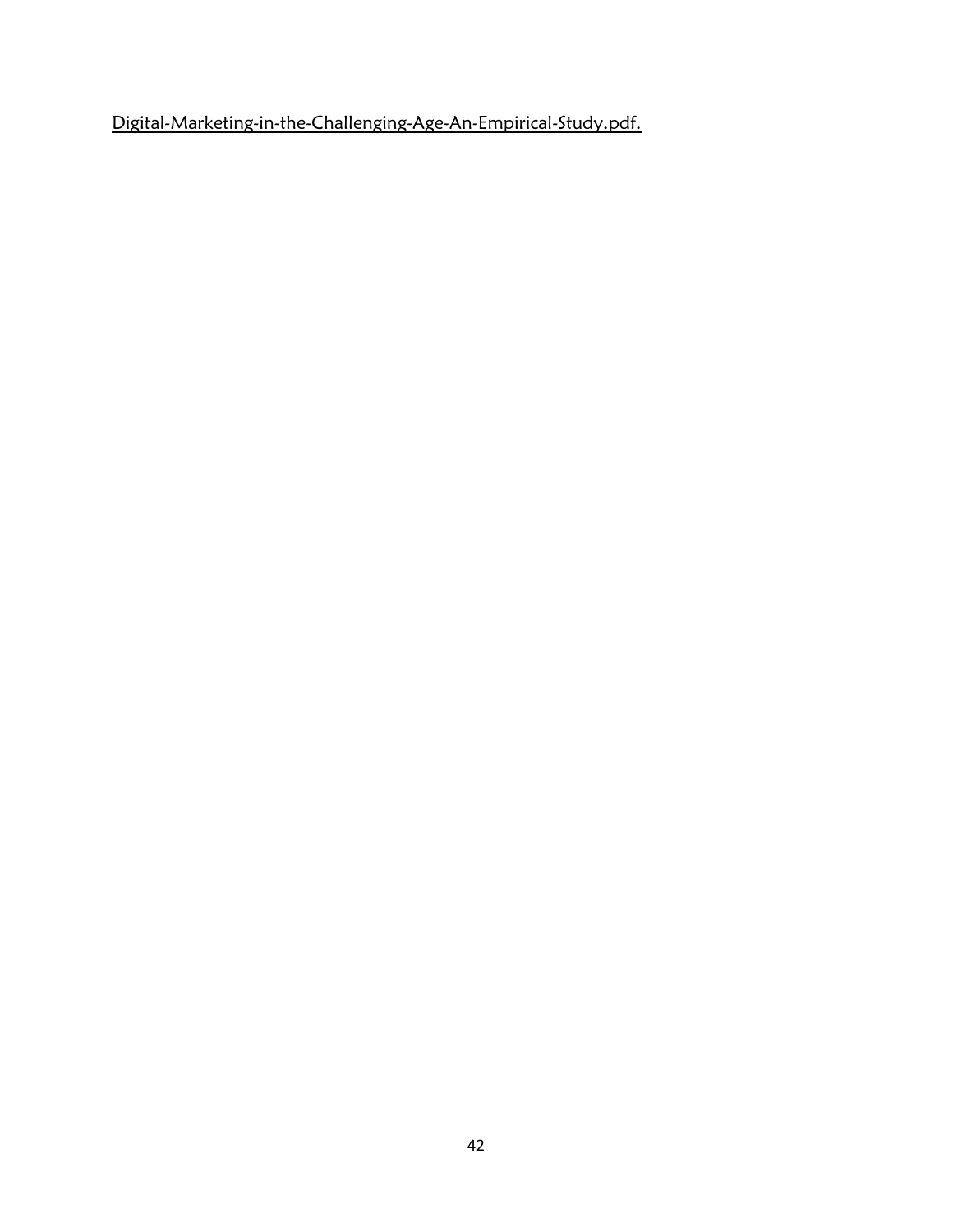Digital-Marketing-in-the-Challenging-Age-An-Empirical-Study.pdf.